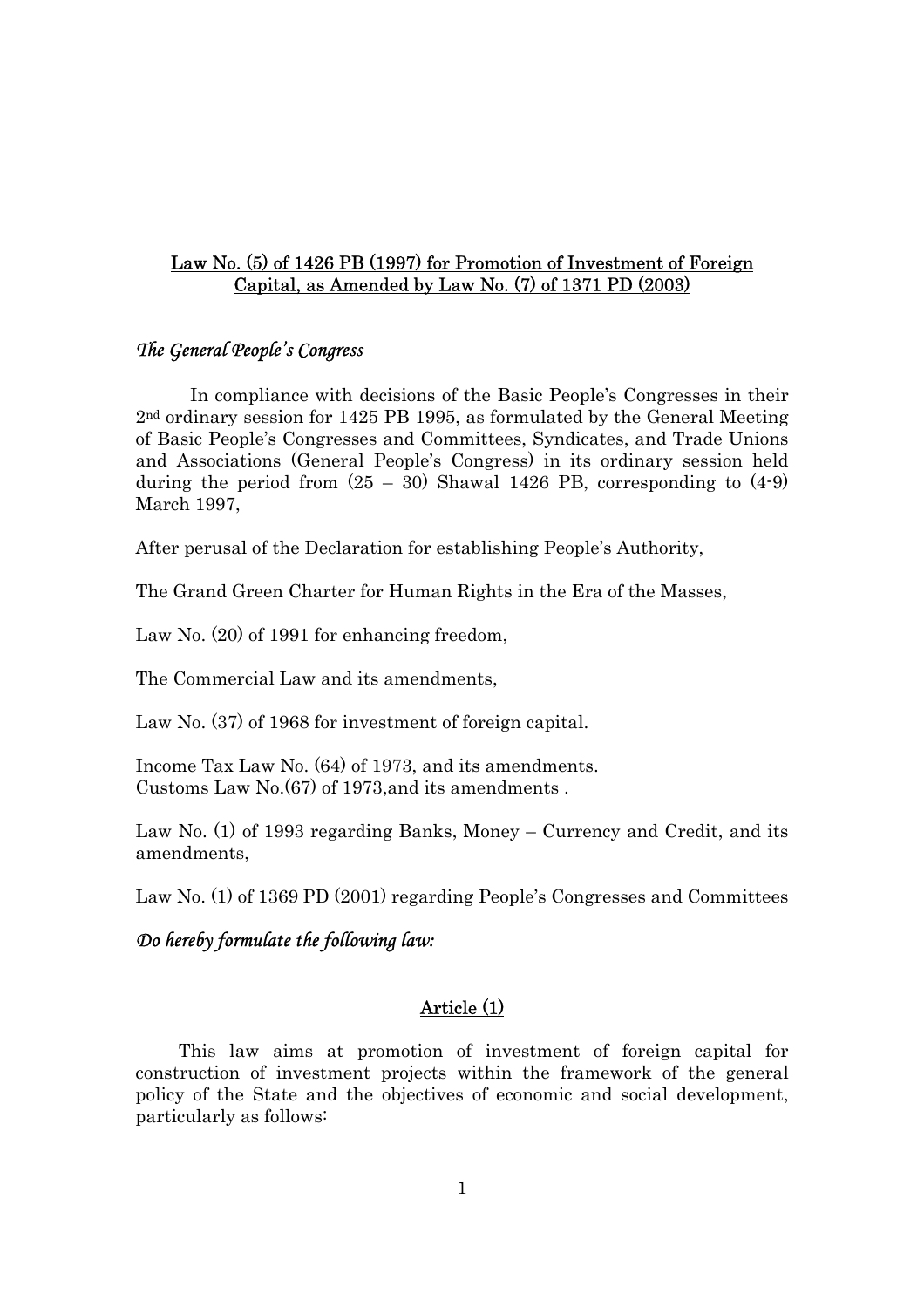# Law No. (5) of 1426 PB (1997) for Promotion of Investment of Foreign Capital, as Amended by Law No. (7) of 1371 PD (2003)

*The General People's Congress*

In compliance with decisions of the Basic People's Congresses in their 2nd ordinary session for 1425 PB 1995, as formulated by the General Meeting of Basic People's Congresses and Committees, Syndicates, and Trade Unions and Associations (General People's Congress) in its ordinary session held during the period from (25 – 30) Shawal 1426 PB, corresponding to (4-9) March 1997,

After perusal of the Declaration for establishing People's Authority,

The Grand Green Charter for Human Rights in the Era of the Masses,

Law No. (20) of 1991 for enhancing freedom,

The Commercial Law and its amendments,

Law No. (37) of 1968 for investment of foreign capital.

Income Tax Law No. (64) of 1973, and its amendments.
Customs Law No.(67) of 1973,and its amendments .

Law No. (1) of 1993 regarding Banks, Money – Currency and Credit, and its amendments,

Law No. (1) of 1369 PD (2001) regarding People's Congresses and Committees

*Do hereby formulate the following law:*

## Article (1)

This law aims at promotion of investment of foreign capital for construction of investment projects within the framework of the general policy of the State and the objectives of economic and social development, particularly as follows: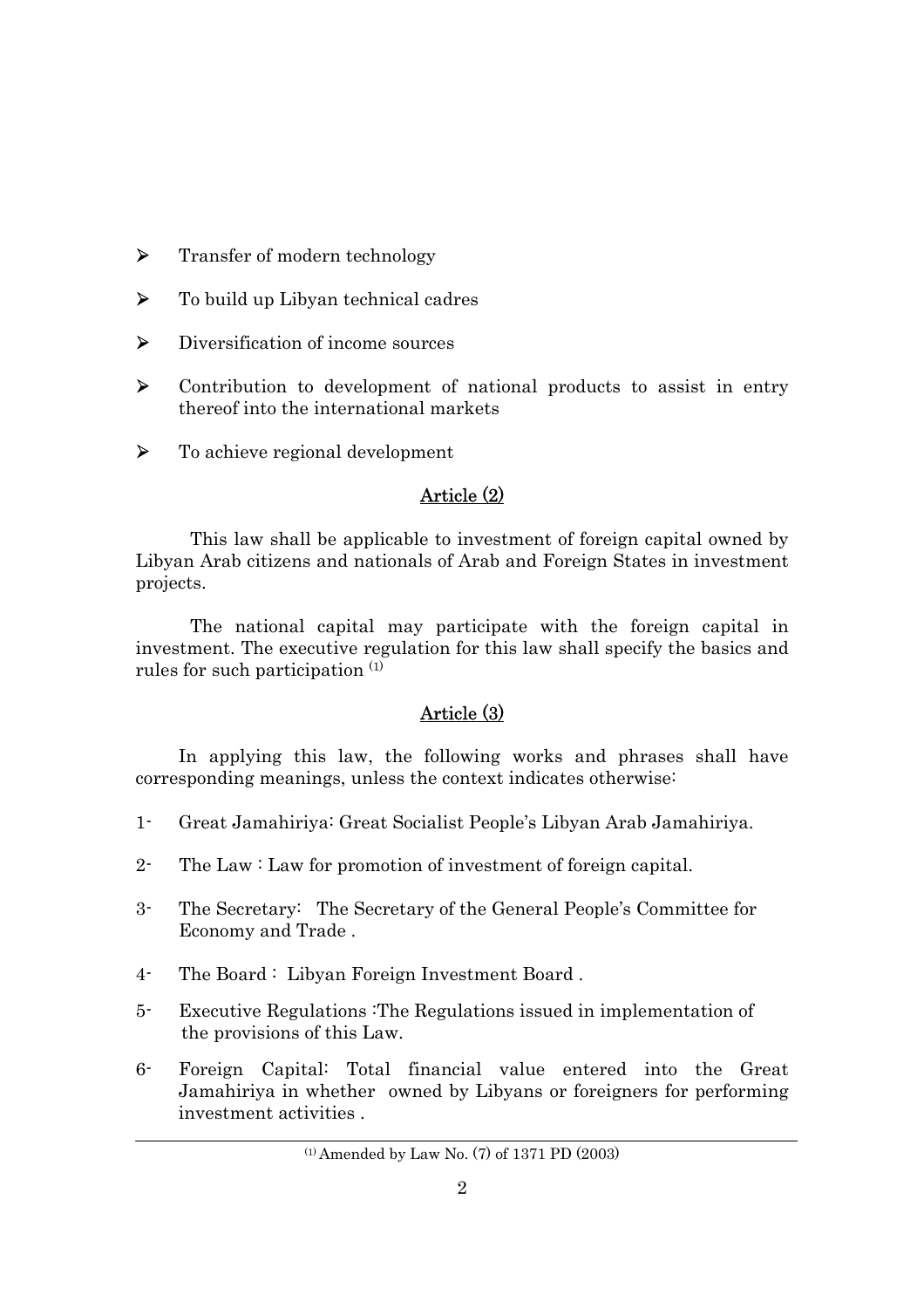- Transfer of modern technology
- To build up Libyan technical cadres
- Diversification of income sources
- Contribution to development of national products to assist in entry thereof into the international markets
- To achieve regional development

## Article (2)

This law shall be applicable to investment of foreign capital owned by Libyan Arab citizens and nationals of Arab and Foreign States in investment projects.

The national capital may participate with the foreign capital in investment. The executive regulation for this law shall specify the basics and rules for such participation [(1)]

## Article (3)

In applying this law, the following works and phrases shall have corresponding meanings, unless the context indicates otherwise:

1- Great Jamahiriya: Great Socialist People's Libyan Arab Jamahiriya.

2- The Law : Law for promotion of investment of foreign capital.

3- The Secretary: The Secretary of the General People's Committee for Economy and Trade .

4- The Board : Libyan Foreign Investment Board .

5- Executive Regulations :The Regulations issued in implementation of the provisions of this Law.

6- Foreign Capital: Total financial value entered into the Great Jamahiriya in whether owned by Libyans or foreigners for performing investment activities .

---

[(1)] Amended by Law No. (7) of 1371 PD (2003)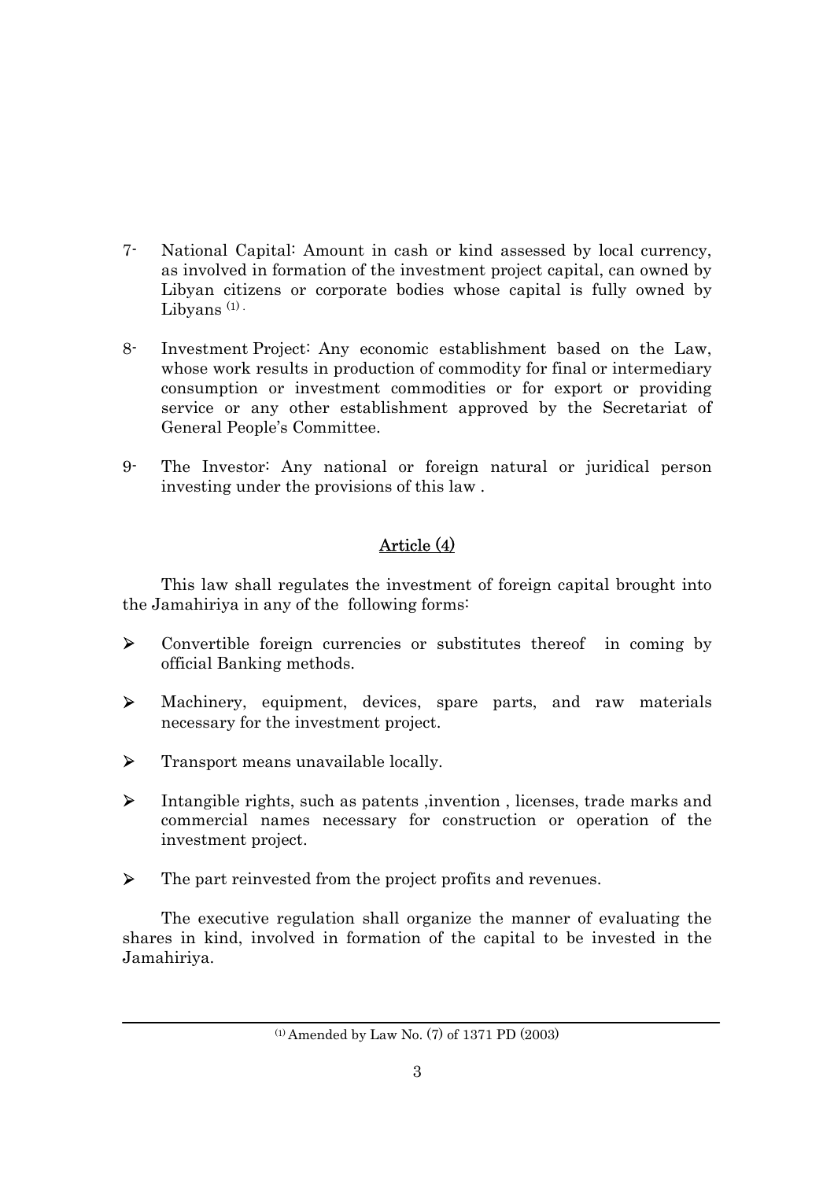7- National Capital: Amount in cash or kind assessed by local currency, as involved in formation of the investment project capital, can owned by Libyan citizens or corporate bodies whose capital is fully owned by Libyans [1].

8- Investment Project: Any economic establishment based on the Law, whose work results in production of commodity for final or intermediary consumption or investment commodities or for export or providing service or any other establishment approved by the Secretariat of General People's Committee.

9- The Investor: Any national or foreign natural or juridical person investing under the provisions of this law .

## Article (4)

This law shall regulates the investment of foreign capital brought into the Jamahiriya in any of the following forms:

- Convertible foreign currencies or substitutes thereof in coming by official Banking methods.
- Machinery, equipment, devices, spare parts, and raw materials necessary for the investment project.
- Transport means unavailable locally.
- Intangible rights, such as patents ,invention , licenses, trade marks and commercial names necessary for construction or operation of the investment project.
- The part reinvested from the project profits and revenues.

The executive regulation shall organize the manner of evaluating the shares in kind, involved in formation of the capital to be invested in the Jamahiriya.

---

[1] Amended by Law No. (7) of 1371 PD (2003)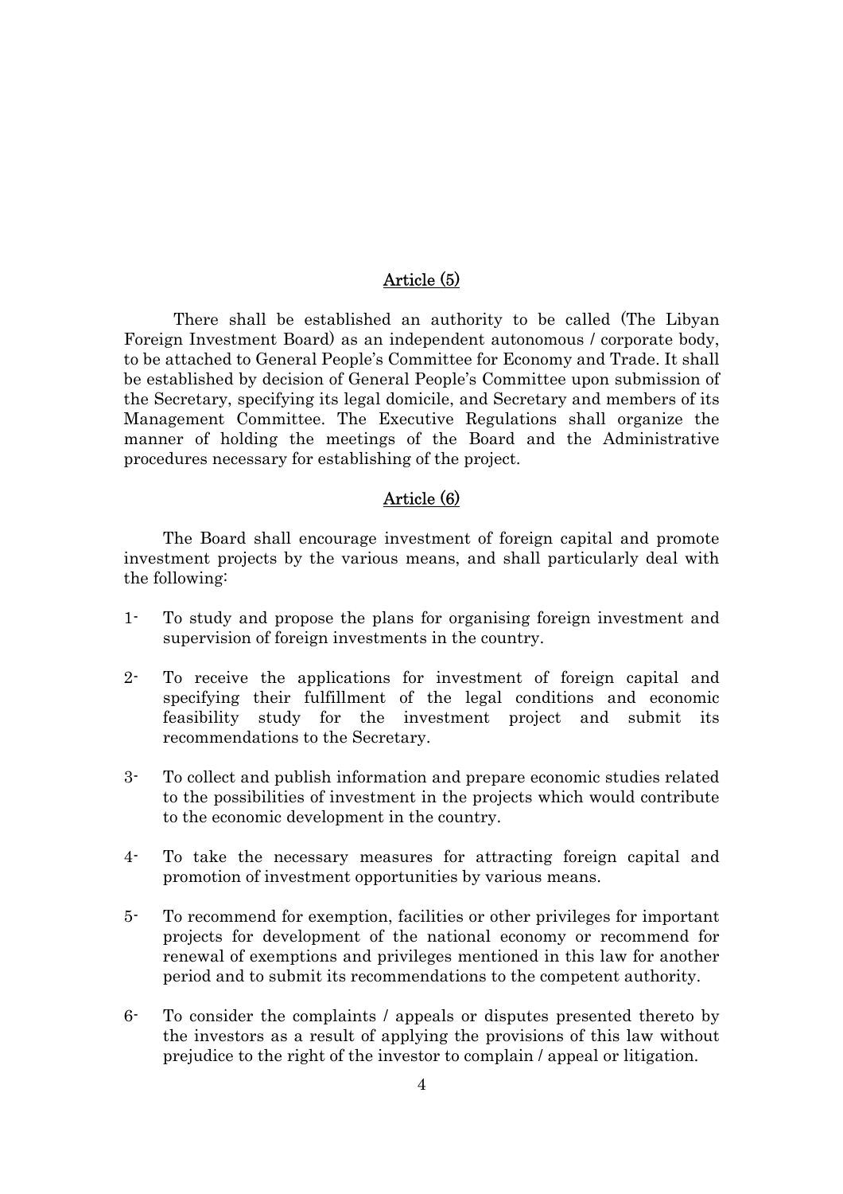## Article (5)

There shall be established an authority to be called (The Libyan Foreign Investment Board) as an independent autonomous / corporate body, to be attached to General People's Committee for Economy and Trade. It shall be established by decision of General People's Committee upon submission of the Secretary, specifying its legal domicile, and Secretary and members of its Management Committee. The Executive Regulations shall organize the manner of holding the meetings of the Board and the Administrative procedures necessary for establishing of the project.

## Article (6)

The Board shall encourage investment of foreign capital and promote investment projects by the various means, and shall particularly deal with the following:

1- To study and propose the plans for organising foreign investment and supervision of foreign investments in the country.

2- To receive the applications for investment of foreign capital and specifying their fulfillment of the legal conditions and economic feasibility study for the investment project and submit its recommendations to the Secretary.

3- To collect and publish information and prepare economic studies related to the possibilities of investment in the projects which would contribute to the economic development in the country.

4- To take the necessary measures for attracting foreign capital and promotion of investment opportunities by various means.

5- To recommend for exemption, facilities or other privileges for important projects for development of the national economy or recommend for renewal of exemptions and privileges mentioned in this law for another period and to submit its recommendations to the competent authority.

6- To consider the complaints / appeals or disputes presented thereto by the investors as a result of applying the provisions of this law without prejudice to the right of the investor to complain / appeal or litigation.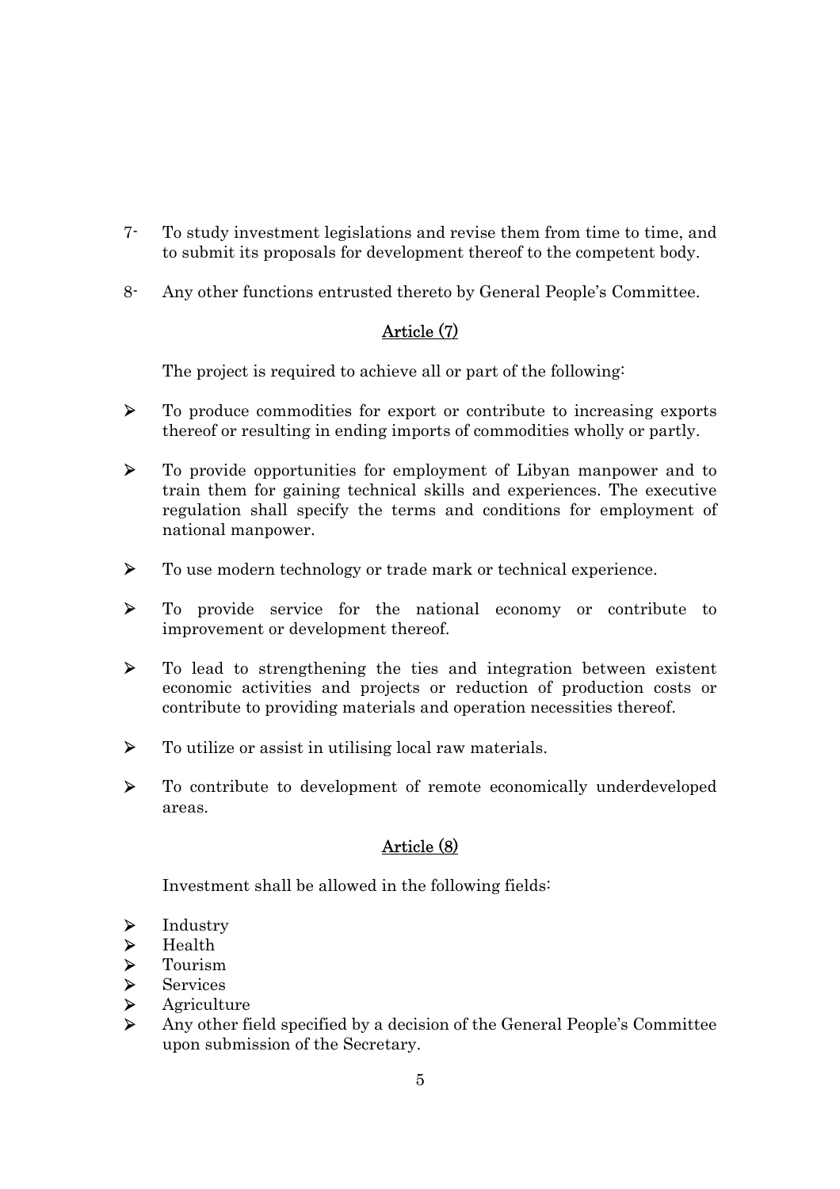7- To study investment legislations and revise them from time to time, and to submit its proposals for development thereof to the competent body.

8- Any other functions entrusted thereto by General People's Committee.

## Article (7)

The project is required to achieve all or part of the following:

- To produce commodities for export or contribute to increasing exports thereof or resulting in ending imports of commodities wholly or partly.
- To provide opportunities for employment of Libyan manpower and to train them for gaining technical skills and experiences. The executive regulation shall specify the terms and conditions for employment of national manpower.
- To use modern technology or trade mark or technical experience.
- To provide service for the national economy or contribute to improvement or development thereof.
- To lead to strengthening the ties and integration between existent economic activities and projects or reduction of production costs or contribute to providing materials and operation necessities thereof.
- To utilize or assist in utilising local raw materials.
- To contribute to development of remote economically underdeveloped areas.

## Article (8)

Investment shall be allowed in the following fields:

- Industry
- Health
- Tourism
- Services
- Agriculture
- Any other field specified by a decision of the General People's Committee upon submission of the Secretary.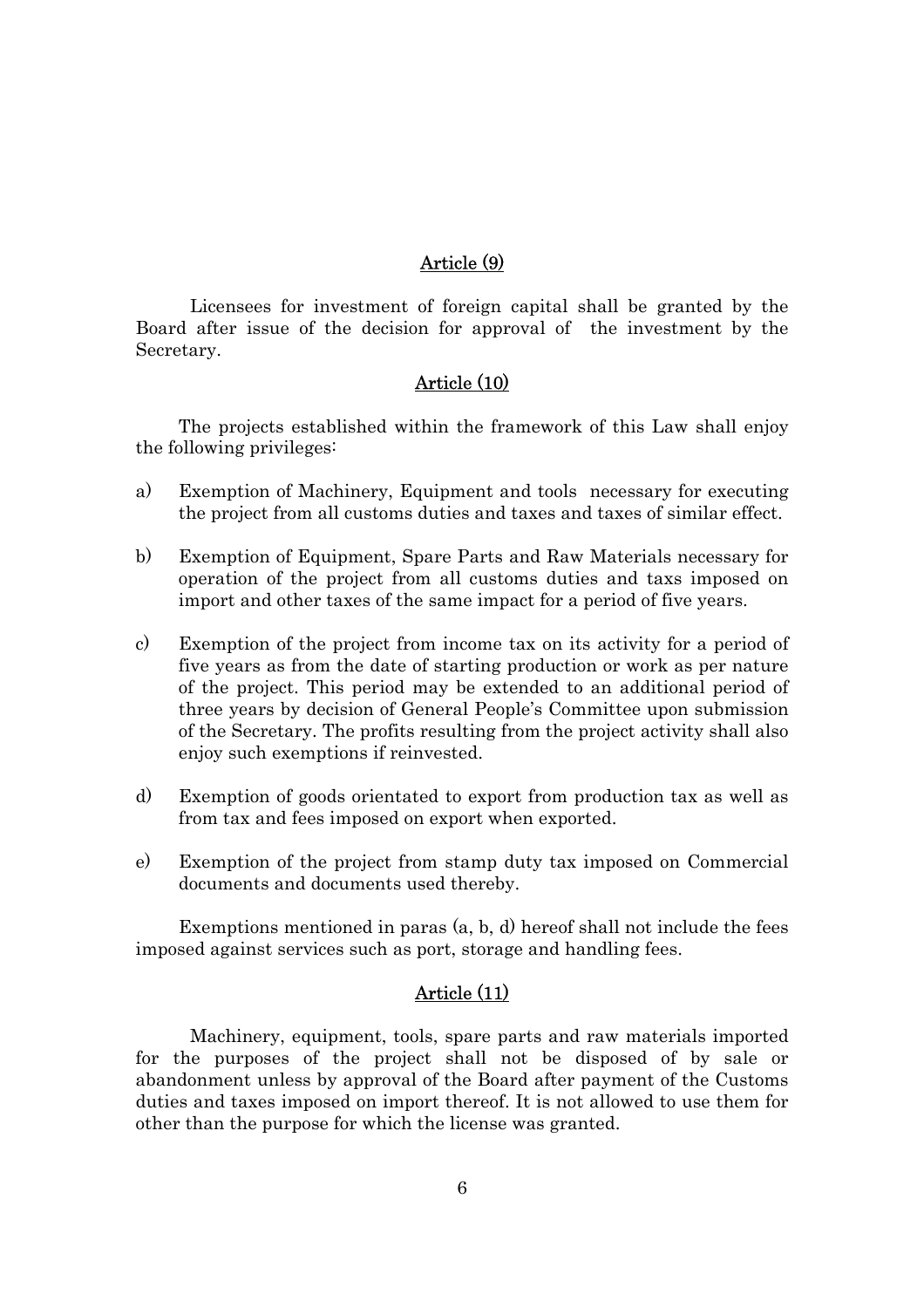## Article (9)

Licensees for investment of foreign capital shall be granted by the Board after issue of the decision for approval of the investment by the Secretary.

## Article (10)

The projects established within the framework of this Law shall enjoy the following privileges:

a) Exemption of Machinery, Equipment and tools necessary for executing the project from all customs duties and taxes and taxes of similar effect.

b) Exemption of Equipment, Spare Parts and Raw Materials necessary for operation of the project from all customs duties and taxs imposed on import and other taxes of the same impact for a period of five years.

c) Exemption of the project from income tax on its activity for a period of five years as from the date of starting production or work as per nature of the project. This period may be extended to an additional period of three years by decision of General People's Committee upon submission of the Secretary. The profits resulting from the project activity shall also enjoy such exemptions if reinvested.

d) Exemption of goods orientated to export from production tax as well as from tax and fees imposed on export when exported.

e) Exemption of the project from stamp duty tax imposed on Commercial documents and documents used thereby.

Exemptions mentioned in paras (a, b, d) hereof shall not include the fees imposed against services such as port, storage and handling fees.

## Article (11)

Machinery, equipment, tools, spare parts and raw materials imported for the purposes of the project shall not be disposed of by sale or abandonment unless by approval of the Board after payment of the Customs duties and taxes imposed on import thereof. It is not allowed to use them for other than the purpose for which the license was granted.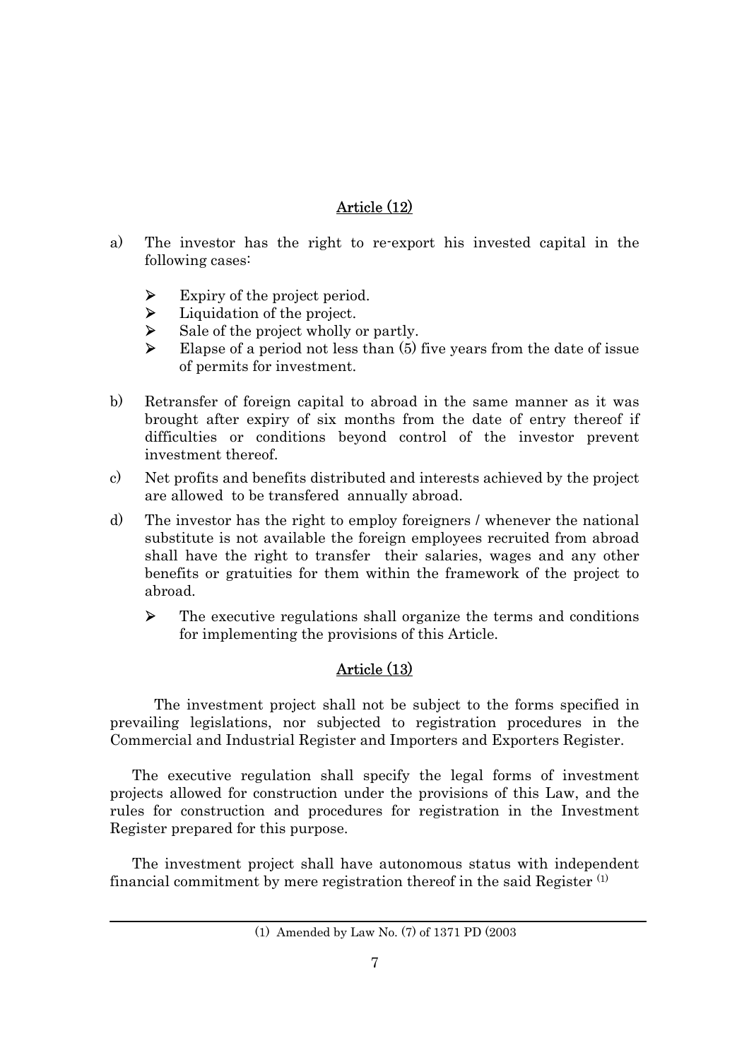## Article (12)

a) The investor has the right to re-export his invested capital in the following cases:

- Expiry of the project period.
- Liquidation of the project.
- Sale of the project wholly or partly.
- Elapse of a period not less than (5) five years from the date of issue of permits for investment.

b) Retransfer of foreign capital to abroad in the same manner as it was brought after expiry of six months from the date of entry thereof if difficulties or conditions beyond control of the investor prevent investment thereof.

c) Net profits and benefits distributed and interests achieved by the project are allowed to be transfered annually abroad.

d) The investor has the right to employ foreigners / whenever the national substitute is not available the foreign employees recruited from abroad shall have the right to transfer their salaries, wages and any other benefits or gratuities for them within the framework of the project to abroad.

- The executive regulations shall organize the terms and conditions for implementing the provisions of this Article.

## Article (13)

The investment project shall not be subject to the forms specified in prevailing legislations, nor subjected to registration procedures in the Commercial and Industrial Register and Importers and Exporters Register.

The executive regulation shall specify the legal forms of investment projects allowed for construction under the provisions of this Law, and the rules for construction and procedures for registration in the Investment Register prepared for this purpose.

The investment project shall have autonomous status with independent financial commitment by mere registration thereof in the said Register [1]

---

(1) Amended by Law No. (7) of 1371 PD (2003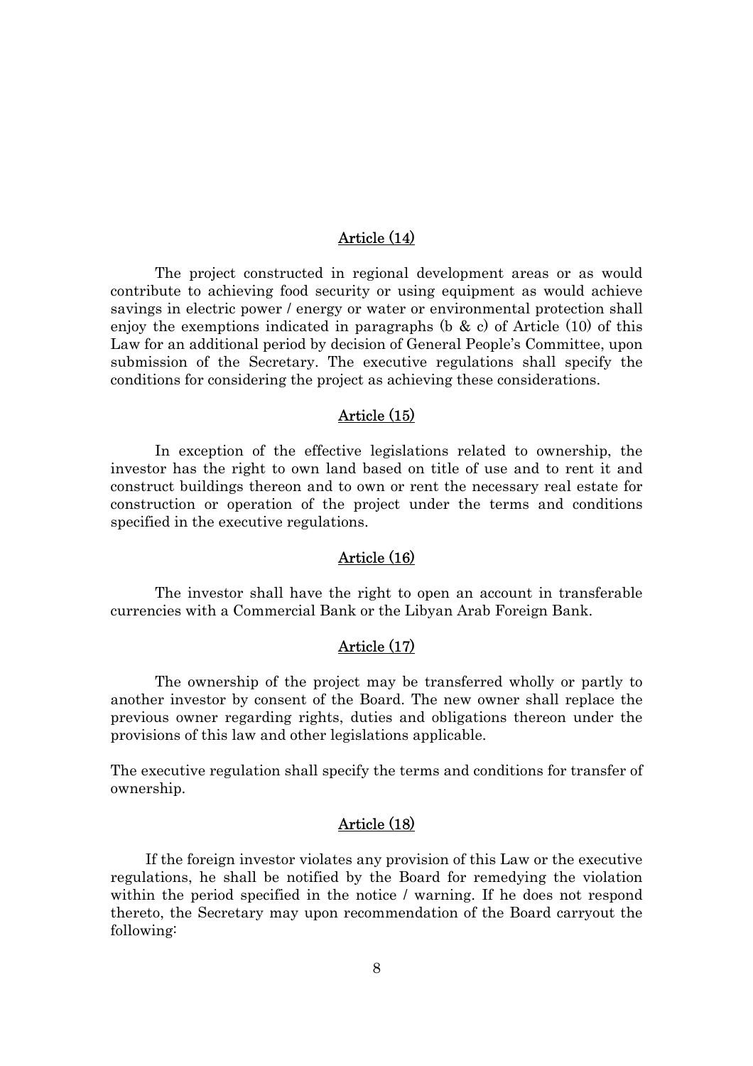## Article (14)

The project constructed in regional development areas or as would contribute to achieving food security or using equipment as would achieve savings in electric power / energy or water or environmental protection shall enjoy the exemptions indicated in paragraphs (b & c) of Article (10) of this Law for an additional period by decision of General People's Committee, upon submission of the Secretary. The executive regulations shall specify the conditions for considering the project as achieving these considerations.

## Article (15)

In exception of the effective legislations related to ownership, the investor has the right to own land based on title of use and to rent it and construct buildings thereon and to own or rent the necessary real estate for construction or operation of the project under the terms and conditions specified in the executive regulations.

## Article (16)

The investor shall have the right to open an account in transferable currencies with a Commercial Bank or the Libyan Arab Foreign Bank.

## Article (17)

The ownership of the project may be transferred wholly or partly to another investor by consent of the Board. The new owner shall replace the previous owner regarding rights, duties and obligations thereon under the provisions of this law and other legislations applicable.

The executive regulation shall specify the terms and conditions for transfer of ownership.

## Article (18)

If the foreign investor violates any provision of this Law or the executive regulations, he shall be notified by the Board for remedying the violation within the period specified in the notice / warning. If he does not respond thereto, the Secretary may upon recommendation of the Board carryout the following: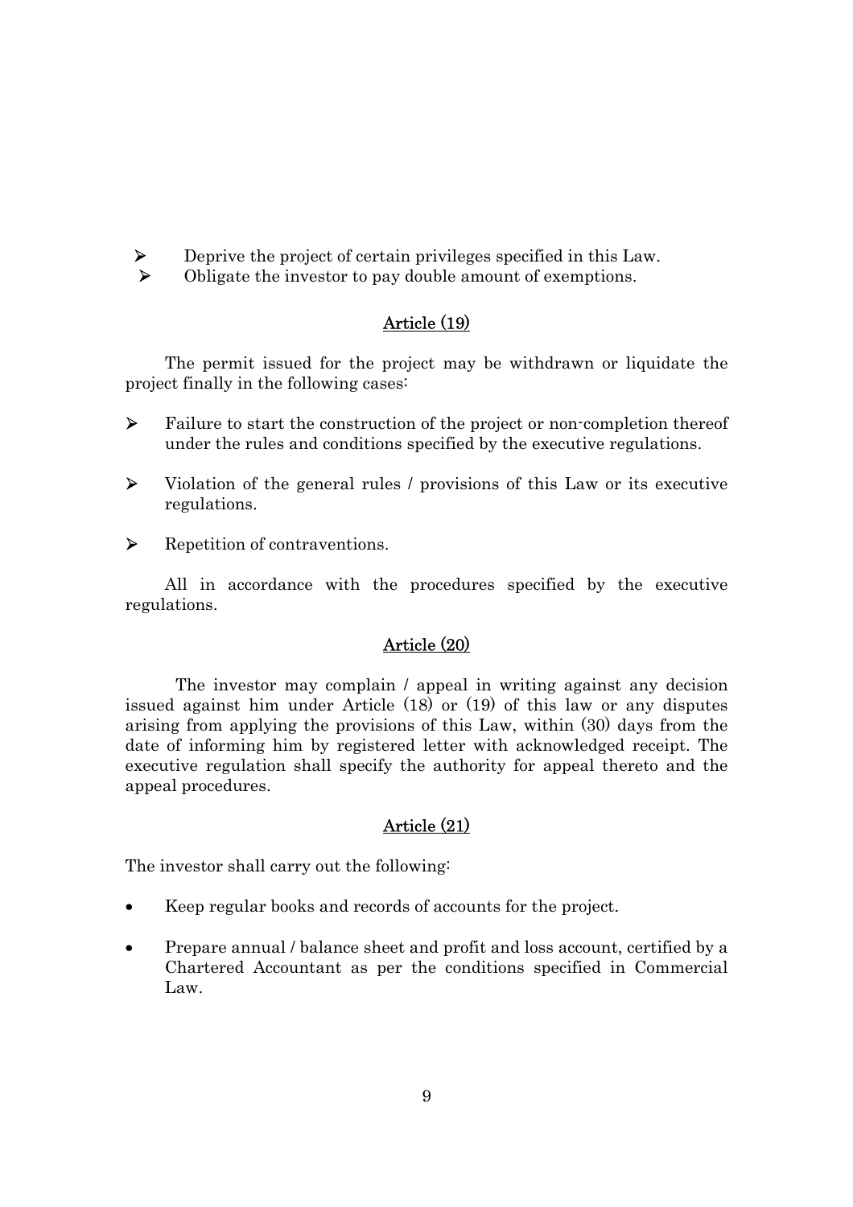- Deprive the project of certain privileges specified in this Law.
- Obligate the investor to pay double amount of exemptions.

## Article (19)

The permit issued for the project may be withdrawn or liquidate the project finally in the following cases:

- Failure to start the construction of the project or non-completion thereof under the rules and conditions specified by the executive regulations.
- Violation of the general rules / provisions of this Law or its executive regulations.
- Repetition of contraventions.

All in accordance with the procedures specified by the executive regulations.

## Article (20)

The investor may complain / appeal in writing against any decision issued against him under Article (18) or (19) of this law or any disputes arising from applying the provisions of this Law, within (30) days from the date of informing him by registered letter with acknowledged receipt. The executive regulation shall specify the authority for appeal thereto and the appeal procedures.

## Article (21)

The investor shall carry out the following:

- Keep regular books and records of accounts for the project.
- Prepare annual / balance sheet and profit and loss account, certified by a Chartered Accountant as per the conditions specified in Commercial Law.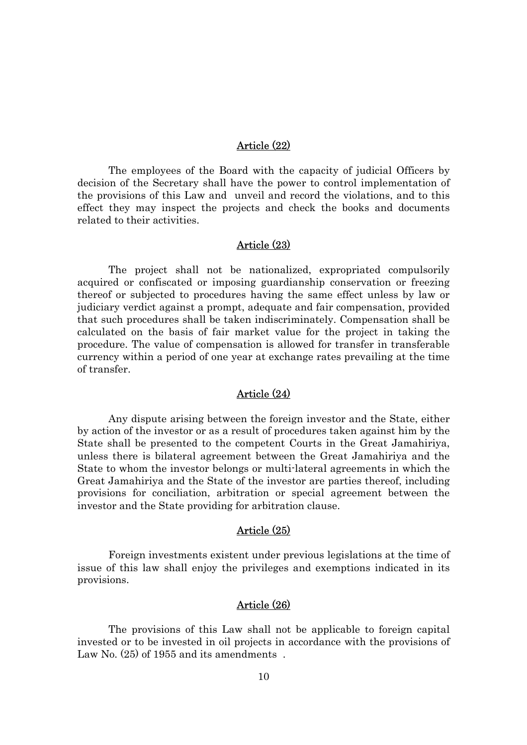## Article (22)

The employees of the Board with the capacity of judicial Officers by decision of the Secretary shall have the power to control implementation of the provisions of this Law and unveil and record the violations, and to this effect they may inspect the projects and check the books and documents related to their activities.

## Article (23)

The project shall not be nationalized, expropriated compulsorily acquired or confiscated or imposing guardianship conservation or freezing thereof or subjected to procedures having the same effect unless by law or judiciary verdict against a prompt, adequate and fair compensation, provided that such procedures shall be taken indiscriminately. Compensation shall be calculated on the basis of fair market value for the project in taking the procedure. The value of compensation is allowed for transfer in transferable currency within a period of one year at exchange rates prevailing at the time of transfer.

## Article (24)

Any dispute arising between the foreign investor and the State, either by action of the investor or as a result of procedures taken against him by the State shall be presented to the competent Courts in the Great Jamahiriya, unless there is bilateral agreement between the Great Jamahiriya and the State to whom the investor belongs or multi-lateral agreements in which the Great Jamahiriya and the State of the investor are parties thereof, including provisions for conciliation, arbitration or special agreement between the investor and the State providing for arbitration clause.

## Article (25)

Foreign investments existent under previous legislations at the time of issue of this law shall enjoy the privileges and exemptions indicated in its provisions.

## Article (26)

The provisions of this Law shall not be applicable to foreign capital invested or to be invested in oil projects in accordance with the provisions of Law No. (25) of 1955 and its amendments .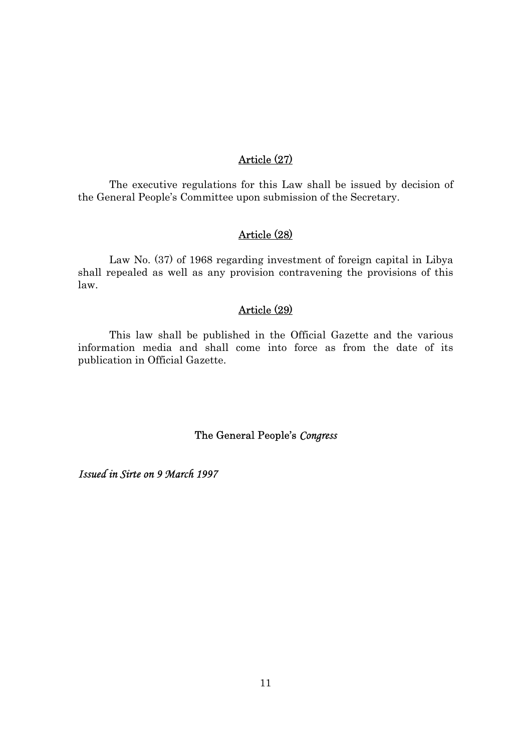## Article (27)

The executive regulations for this Law shall be issued by decision of the General People's Committee upon submission of the Secretary.

## Article (28)

Law No. (37) of 1968 regarding investment of foreign capital in Libya shall repealed as well as any provision contravening the provisions of this law.

## Article (29)

This law shall be published in the Official Gazette and the various information media and shall come into force as from the date of its publication in Official Gazette.

The General People's *Congress*

*Issued in Sirte on 9 March 1997*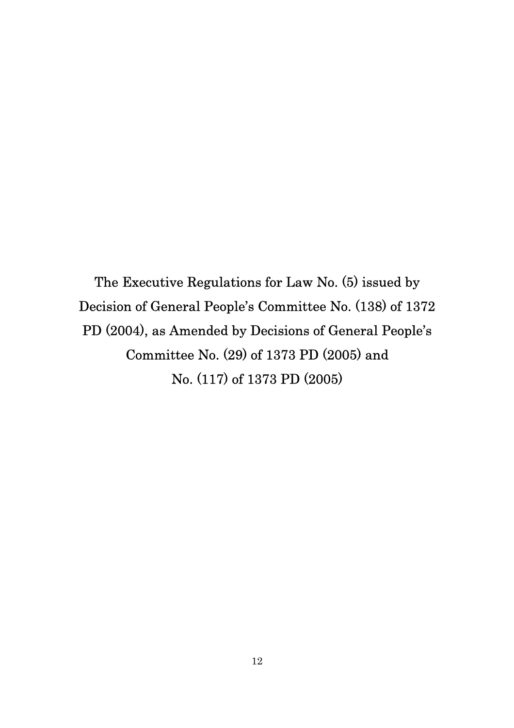# The Executive Regulations for Law No. (5) issued by Decision of General People's Committee No. (138) of 1372 PD (2004), as Amended by Decisions of General People's Committee No. (29) of 1373 PD (2005) and No. (117) of 1373 PD (2005)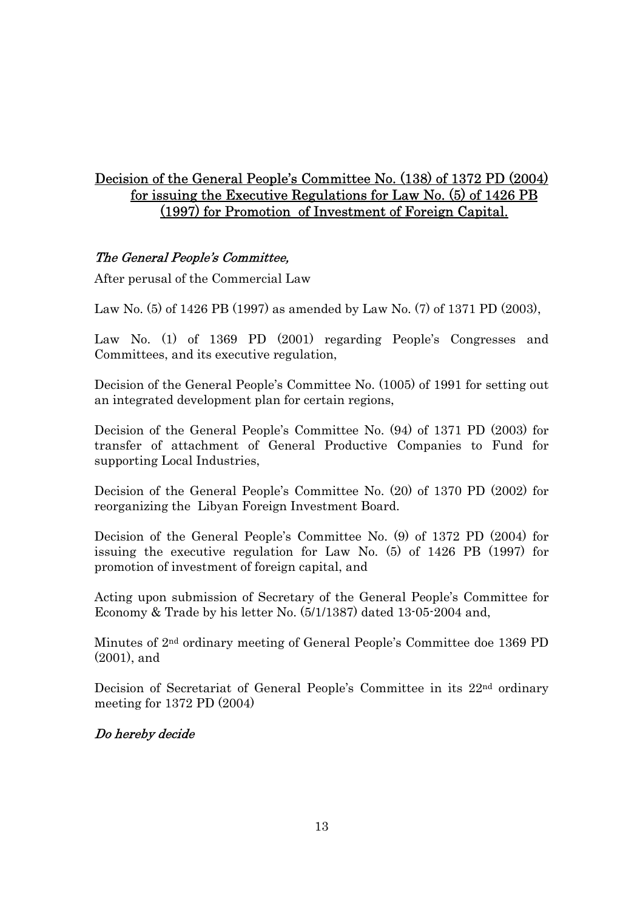## Decision of the General People's Committee No. (138) of 1372 PD (2004) for issuing the Executive Regulations for Law No. (5) of 1426 PB (1997) for Promotion of Investment of Foreign Capital.

*The General People's Committee,*

After perusal of the Commercial Law

Law No. (5) of 1426 PB (1997) as amended by Law No. (7) of 1371 PD (2003),

Law No. (1) of 1369 PD (2001) regarding People's Congresses and Committees, and its executive regulation,

Decision of the General People's Committee No. (1005) of 1991 for setting out an integrated development plan for certain regions,

Decision of the General People's Committee No. (94) of 1371 PD (2003) for transfer of attachment of General Productive Companies to Fund for supporting Local Industries,

Decision of the General People's Committee No. (20) of 1370 PD (2002) for reorganizing the Libyan Foreign Investment Board.

Decision of the General People's Committee No. (9) of 1372 PD (2004) for issuing the executive regulation for Law No. (5) of 1426 PB (1997) for promotion of investment of foreign capital, and

Acting upon submission of Secretary of the General People's Committee for Economy & Trade by his letter No. (5/1/1387) dated 13-05-2004 and,

Minutes of 2nd ordinary meeting of General People's Committee doe 1369 PD (2001), and

Decision of Secretariat of General People's Committee in its 22nd ordinary meeting for 1372 PD (2004)

*Do hereby decide*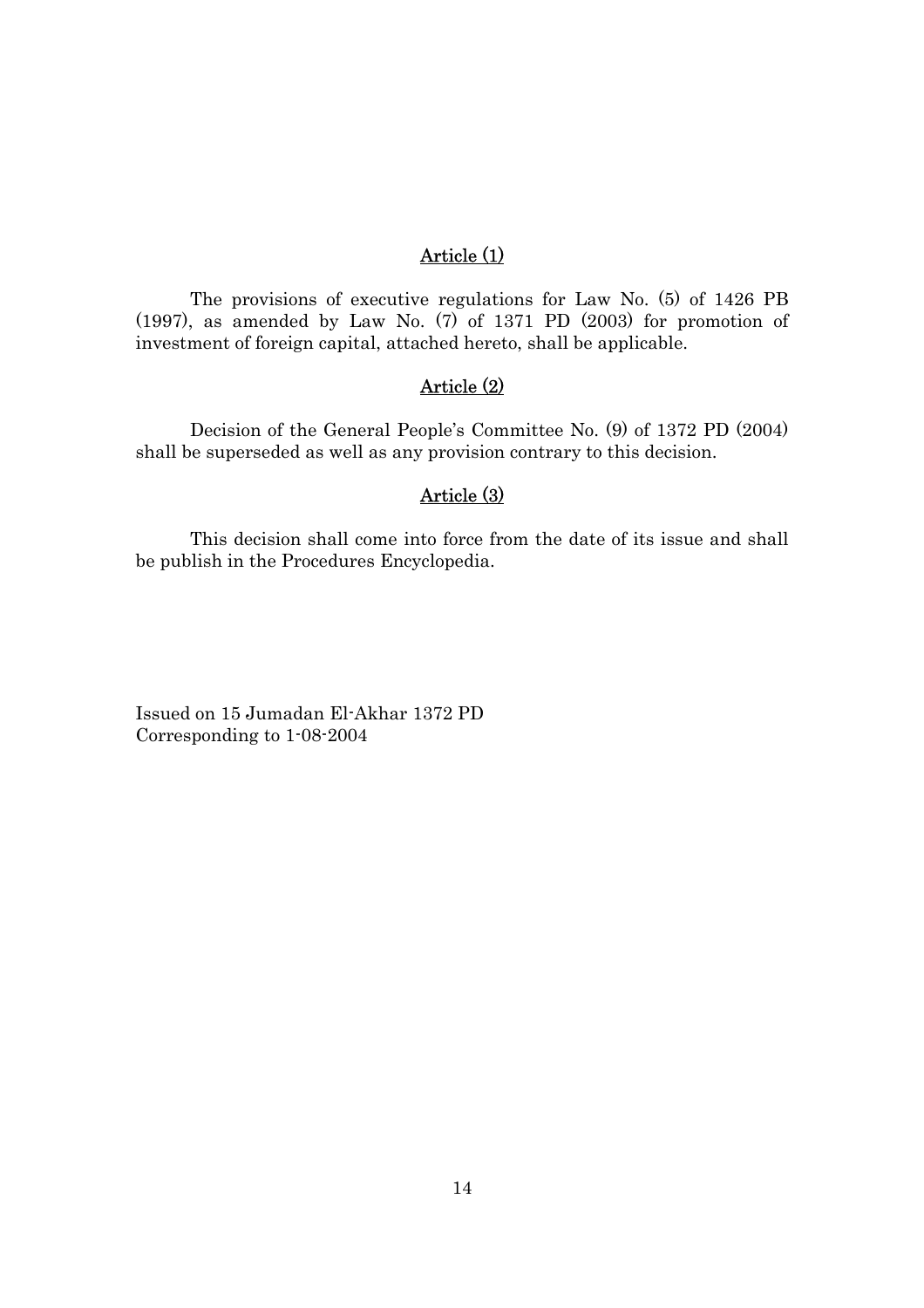## Article (1)

The provisions of executive regulations for Law No. (5) of 1426 PB (1997), as amended by Law No. (7) of 1371 PD (2003) for promotion of investment of foreign capital, attached hereto, shall be applicable.

## Article (2)

Decision of the General People's Committee No. (9) of 1372 PD (2004) shall be superseded as well as any provision contrary to this decision.

## Article (3)

This decision shall come into force from the date of its issue and shall be publish in the Procedures Encyclopedia.

Issued on 15 Jumadan El-Akhar 1372 PD
Corresponding to 1-08-2004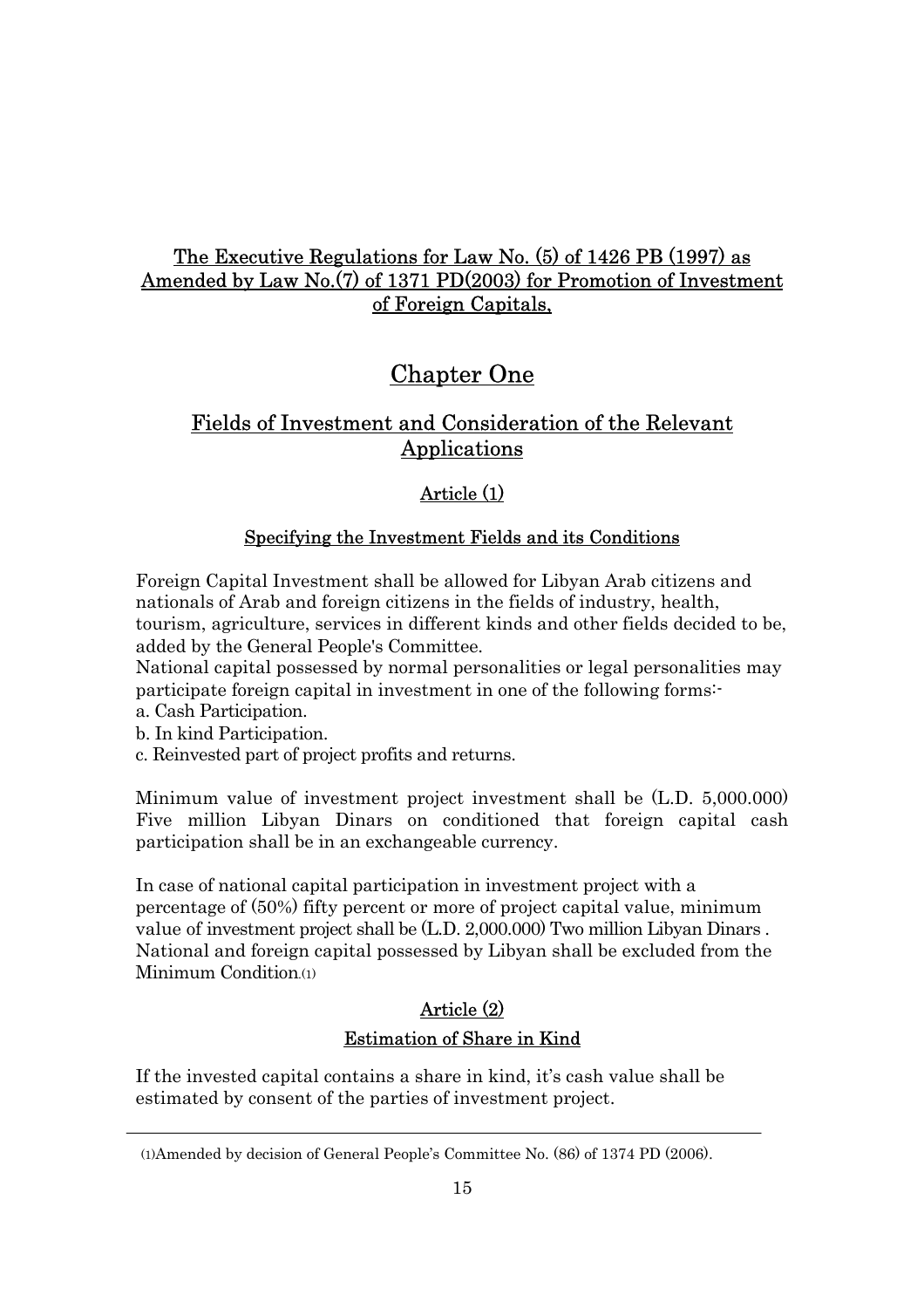# The Executive Regulations for Law No. (5) of 1426 PB (1997) as Amended by Law No.(7) of 1371 PD(2003) for Promotion of Investment of Foreign Capitals.

## Chapter One

## Fields of Investment and Consideration of the Relevant Applications

### Article (1)

#### Specifying the Investment Fields and its Conditions

Foreign Capital Investment shall be allowed for Libyan Arab citizens and nationals of Arab and foreign citizens in the fields of industry, health, tourism, agriculture, services in different kinds and other fields decided to be, added by the General People's Committee.

National capital possessed by normal personalities or legal personalities may participate foreign capital in investment in one of the following forms:-

a. Cash Participation.

b. In kind Participation.

c. Reinvested part of project profits and returns.

Minimum value of investment project investment shall be (L.D. 5,000.000) Five million Libyan Dinars on conditioned that foreign capital cash participation shall be in an exchangeable currency.

In case of national capital participation in investment project with a percentage of (50%) fifty percent or more of project capital value, minimum value of investment project shall be (L.D. 2,000.000) Two million Libyan Dinars . National and foreign capital possessed by Libyan shall be excluded from the Minimum Condition.[1]

### Article (2)

#### Estimation of Share in Kind

If the invested capital contains a share in kind, it's cash value shall be estimated by consent of the parties of investment project.

---

(1)Amended by decision of General People's Committee No. (86) of 1374 PD (2006).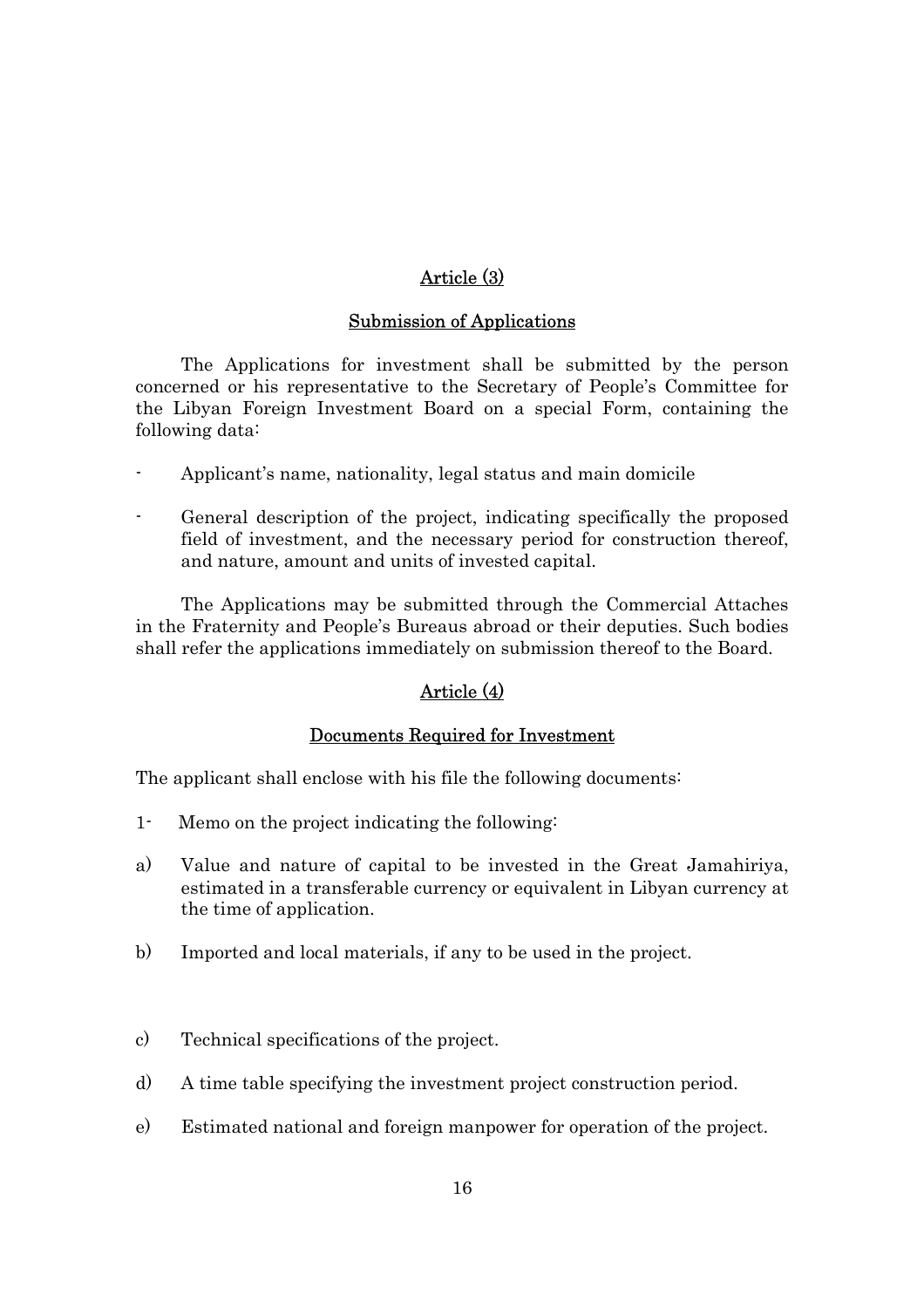## Article (3)

### Submission of Applications

The Applications for investment shall be submitted by the person concerned or his representative to the Secretary of People's Committee for the Libyan Foreign Investment Board on a special Form, containing the following data:

- Applicant's name, nationality, legal status and main domicile
- General description of the project, indicating specifically the proposed field of investment, and the necessary period for construction thereof, and nature, amount and units of invested capital.

The Applications may be submitted through the Commercial Attaches in the Fraternity and People's Bureaus abroad or their deputies. Such bodies shall refer the applications immediately on submission thereof to the Board.

## Article (4)

### Documents Required for Investment

The applicant shall enclose with his file the following documents:

1- Memo on the project indicating the following:

a) Value and nature of capital to be invested in the Great Jamahiriya, estimated in a transferable currency or equivalent in Libyan currency at the time of application.

b) Imported and local materials, if any to be used in the project.

c) Technical specifications of the project.

d) A time table specifying the investment project construction period.

e) Estimated national and foreign manpower for operation of the project.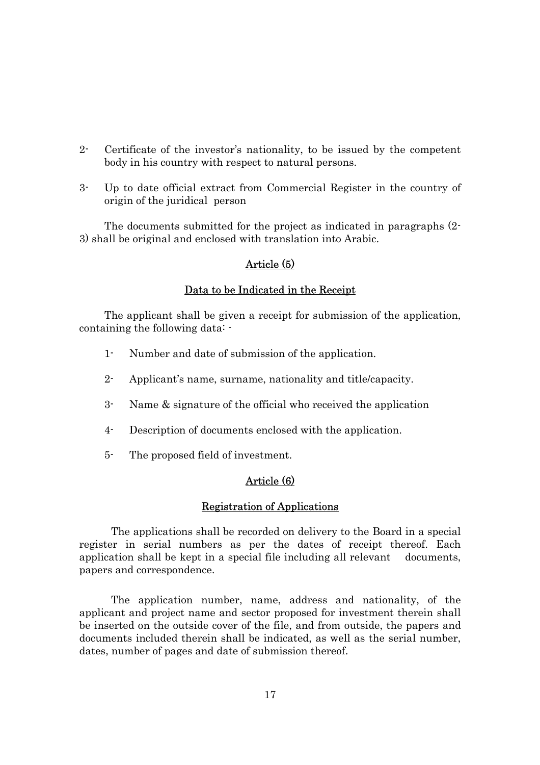2- Certificate of the investor's nationality, to be issued by the competent body in his country with respect to natural persons.

3- Up to date official extract from Commercial Register in the country of origin of the juridical person

The documents submitted for the project as indicated in paragraphs (2-3) shall be original and enclosed with translation into Arabic.

## Article (5)

### Data to be Indicated in the Receipt

The applicant shall be given a receipt for submission of the application, containing the following data: -

1- Number and date of submission of the application.

2- Applicant's name, surname, nationality and title/capacity.

3- Name & signature of the official who received the application

4- Description of documents enclosed with the application.

5- The proposed field of investment.

## Article (6)

### Registration of Applications

The applications shall be recorded on delivery to the Board in a special register in serial numbers as per the dates of receipt thereof. Each application shall be kept in a special file including all relevant documents, papers and correspondence.

The application number, name, address and nationality, of the applicant and project name and sector proposed for investment therein shall be inserted on the outside cover of the file, and from outside, the papers and documents included therein shall be indicated, as well as the serial number, dates, number of pages and date of submission thereof.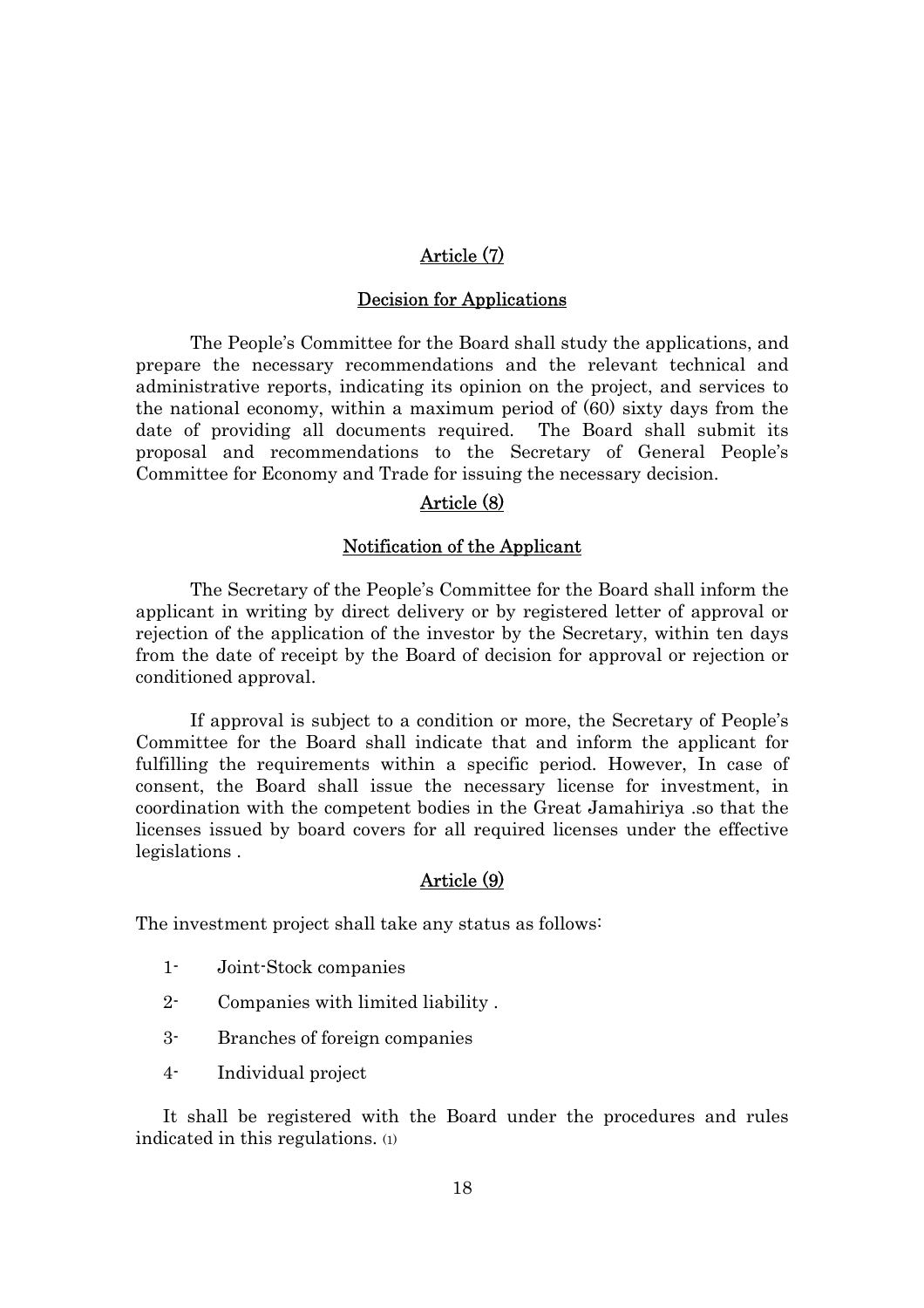## Article (7)

## Decision for Applications

The People's Committee for the Board shall study the applications, and prepare the necessary recommendations and the relevant technical and administrative reports, indicating its opinion on the project, and services to the national economy, within a maximum period of (60) sixty days from the date of providing all documents required. The Board shall submit its proposal and recommendations to the Secretary of General People's Committee for Economy and Trade for issuing the necessary decision.

## Article (8)

## Notification of the Applicant

The Secretary of the People's Committee for the Board shall inform the applicant in writing by direct delivery or by registered letter of approval or rejection of the application of the investor by the Secretary, within ten days from the date of receipt by the Board of decision for approval or rejection or conditioned approval.

If approval is subject to a condition or more, the Secretary of People's Committee for the Board shall indicate that and inform the applicant for fulfilling the requirements within a specific period. However, In case of consent, the Board shall issue the necessary license for investment, in coordination with the competent bodies in the Great Jamahiriya .so that the licenses issued by board covers for all required licenses under the effective legislations .

## Article (9)

The investment project shall take any status as follows:

1- Joint-Stock companies

2- Companies with limited liability .

3- Branches of foreign companies

4- Individual project

It shall be registered with the Board under the procedures and rules indicated in this regulations. (1)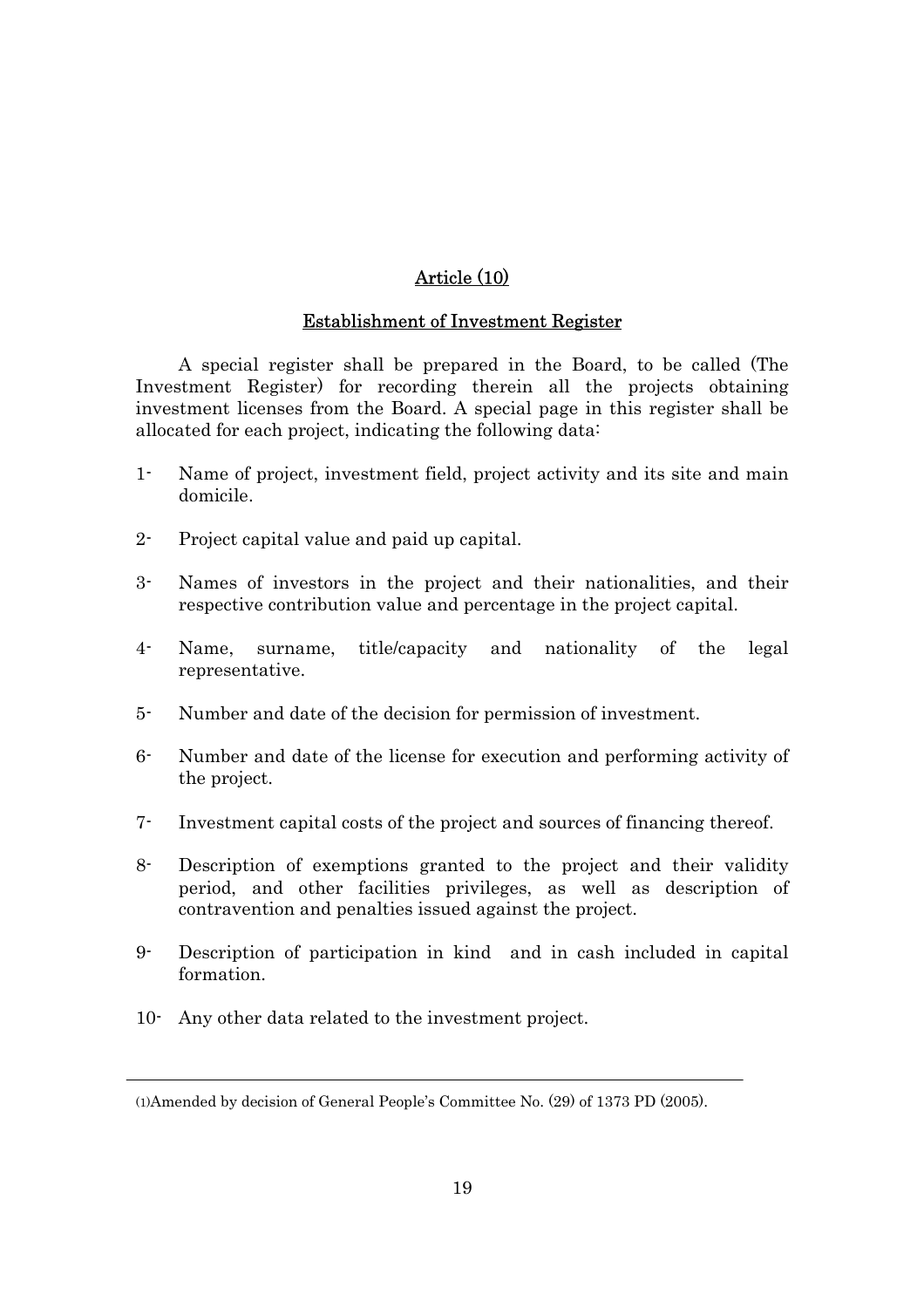## Article (10)

### Establishment of Investment Register

A special register shall be prepared in the Board, to be called (The Investment Register) for recording therein all the projects obtaining investment licenses from the Board. A special page in this register shall be allocated for each project, indicating the following data:

1- Name of project, investment field, project activity and its site and main domicile.

2- Project capital value and paid up capital.

3- Names of investors in the project and their nationalities, and their respective contribution value and percentage in the project capital.

4- Name, surname, title/capacity and nationality of the legal representative.

5- Number and date of the decision for permission of investment.

6- Number and date of the license for execution and performing activity of the project.

7- Investment capital costs of the project and sources of financing thereof.

8- Description of exemptions granted to the project and their validity period, and other facilities privileges, as well as description of contravention and penalties issued against the project.

9- Description of participation in kind and in cash included in capital formation.

10- Any other data related to the investment project.

---

(1)Amended by decision of General People's Committee No. (29) of 1373 PD (2005).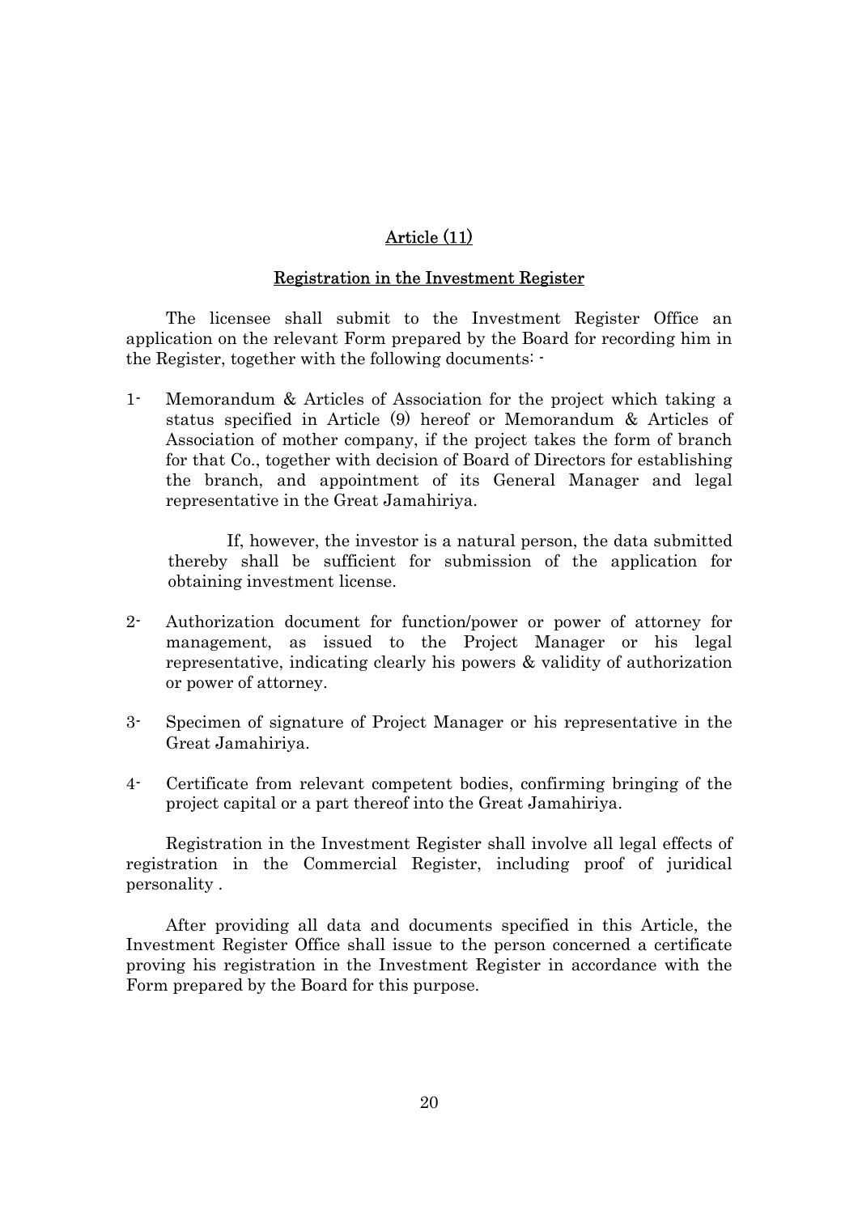## Article (11)

### Registration in the Investment Register

The licensee shall submit to the Investment Register Office an application on the relevant Form prepared by the Board for recording him in the Register, together with the following documents: -

1- Memorandum & Articles of Association for the project which taking a status specified in Article (9) hereof or Memorandum & Articles of Association of mother company, if the project takes the form of branch for that Co., together with decision of Board of Directors for establishing the branch, and appointment of its General Manager and legal representative in the Great Jamahiriya.

   If, however, the investor is a natural person, the data submitted thereby shall be sufficient for submission of the application for obtaining investment license.

2- Authorization document for function/power or power of attorney for management, as issued to the Project Manager or his legal representative, indicating clearly his powers & validity of authorization or power of attorney.

3- Specimen of signature of Project Manager or his representative in the Great Jamahiriya.

4- Certificate from relevant competent bodies, confirming bringing of the project capital or a part thereof into the Great Jamahiriya.

Registration in the Investment Register shall involve all legal effects of registration in the Commercial Register, including proof of juridical personality .

After providing all data and documents specified in this Article, the Investment Register Office shall issue to the person concerned a certificate proving his registration in the Investment Register in accordance with the Form prepared by the Board for this purpose.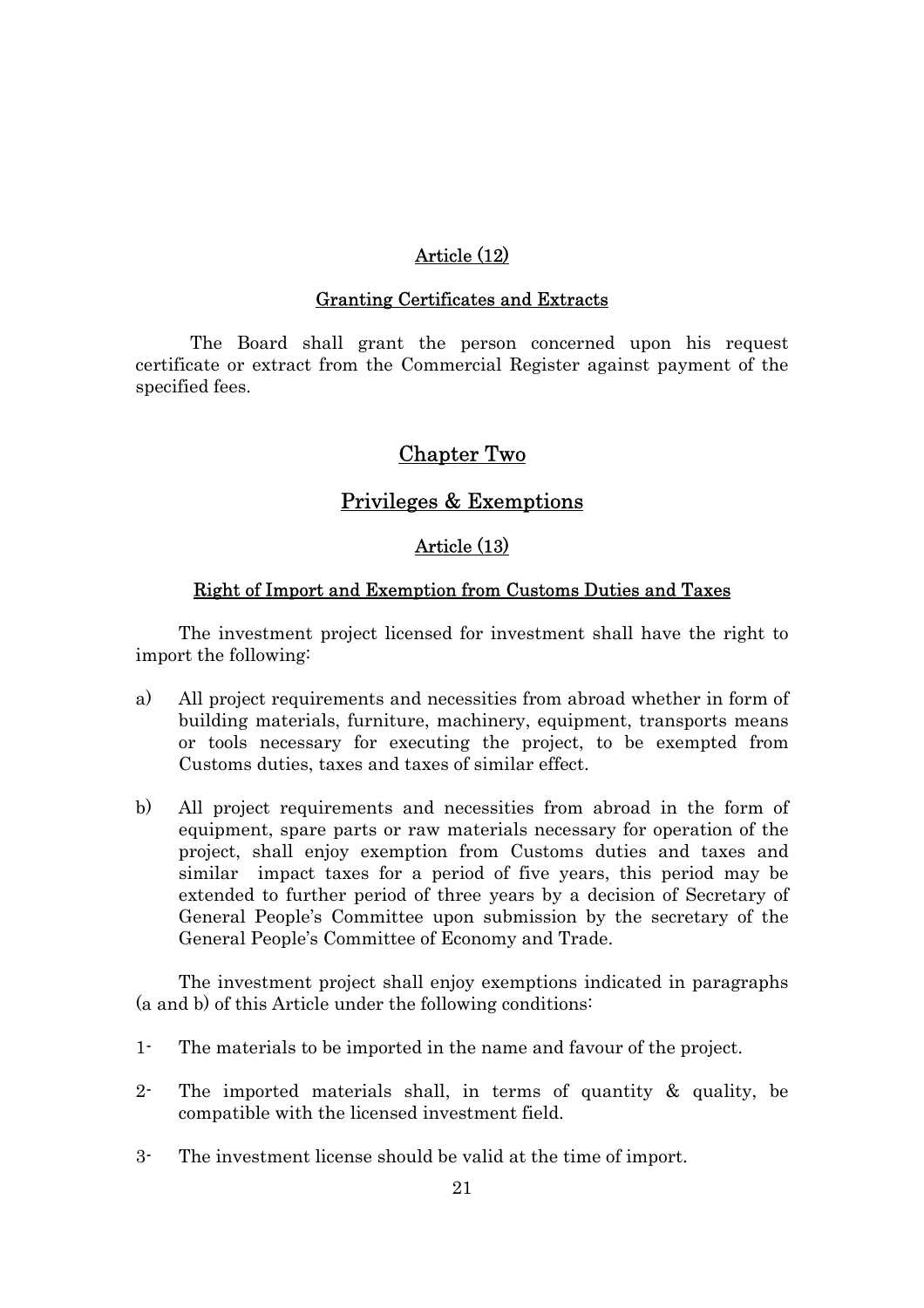### Article (12)

#### Granting Certificates and Extracts

The Board shall grant the person concerned upon his request certificate or extract from the Commercial Register against payment of the specified fees.

## Chapter Two

## Privileges & Exemptions

### Article (13)

#### Right of Import and Exemption from Customs Duties and Taxes

The investment project licensed for investment shall have the right to import the following:

a) All project requirements and necessities from abroad whether in form of building materials, furniture, machinery, equipment, transports means or tools necessary for executing the project, to be exempted from Customs duties, taxes and taxes of similar effect.

b) All project requirements and necessities from abroad in the form of equipment, spare parts or raw materials necessary for operation of the project, shall enjoy exemption from Customs duties and taxes and similar impact taxes for a period of five years, this period may be extended to further period of three years by a decision of Secretary of General People's Committee upon submission by the secretary of the General People's Committee of Economy and Trade.

The investment project shall enjoy exemptions indicated in paragraphs (a and b) of this Article under the following conditions:

1- The materials to be imported in the name and favour of the project.

2- The imported materials shall, in terms of quantity & quality, be compatible with the licensed investment field.

3- The investment license should be valid at the time of import.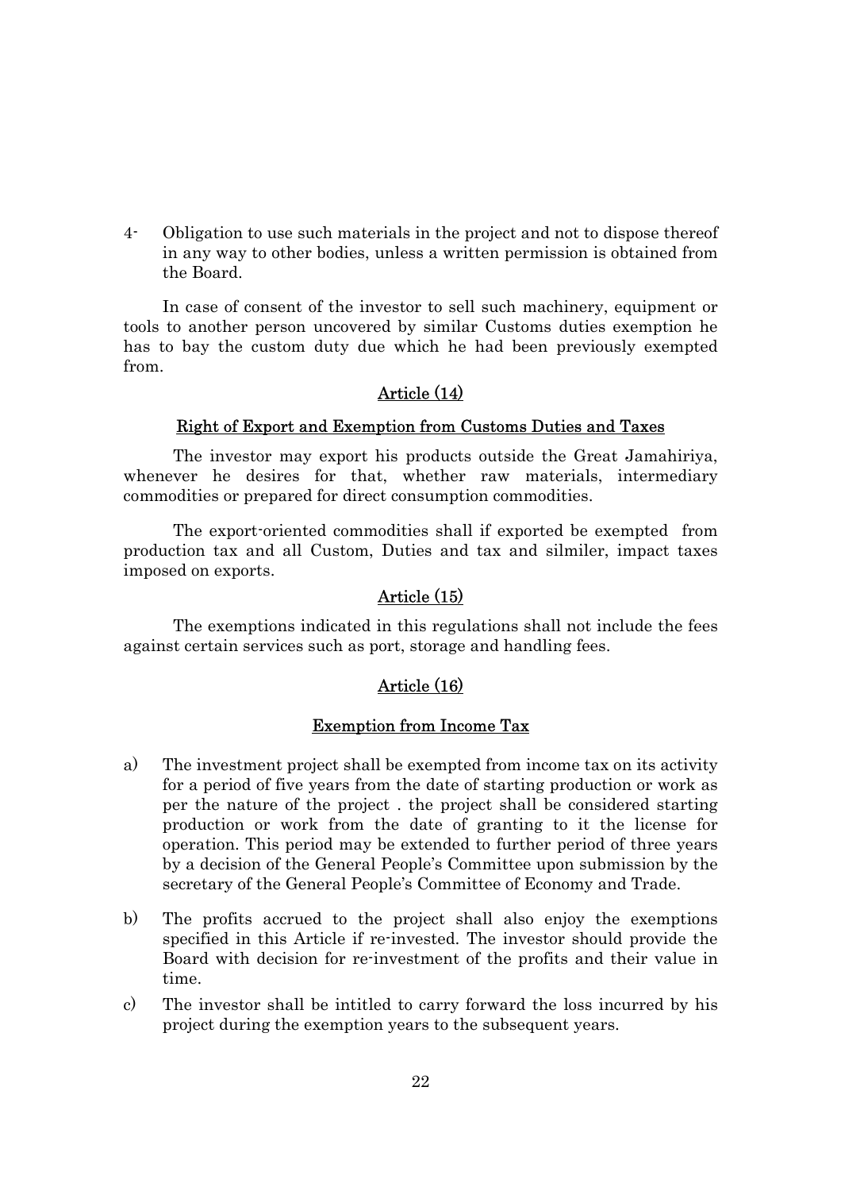4- Obligation to use such materials in the project and not to dispose thereof in any way to other bodies, unless a written permission is obtained from the Board.

In case of consent of the investor to sell such machinery, equipment or tools to another person uncovered by similar Customs duties exemption he has to bay the custom duty due which he had been previously exempted from.

## Article (14)

### Right of Export and Exemption from Customs Duties and Taxes

The investor may export his products outside the Great Jamahiriya, whenever he desires for that, whether raw materials, intermediary commodities or prepared for direct consumption commodities.

The export-oriented commodities shall if exported be exempted from production tax and all Custom, Duties and tax and silmiler, impact taxes imposed on exports.

## Article (15)

The exemptions indicated in this regulations shall not include the fees against certain services such as port, storage and handling fees.

## Article (16)

### Exemption from Income Tax

a) The investment project shall be exempted from income tax on its activity for a period of five years from the date of starting production or work as per the nature of the project . the project shall be considered starting production or work from the date of granting to it the license for operation. This period may be extended to further period of three years by a decision of the General People's Committee upon submission by the secretary of the General People's Committee of Economy and Trade.

b) The profits accrued to the project shall also enjoy the exemptions specified in this Article if re-invested. The investor should provide the Board with decision for re-investment of the profits and their value in time.

c) The investor shall be intitled to carry forward the loss incurred by his project during the exemption years to the subsequent years.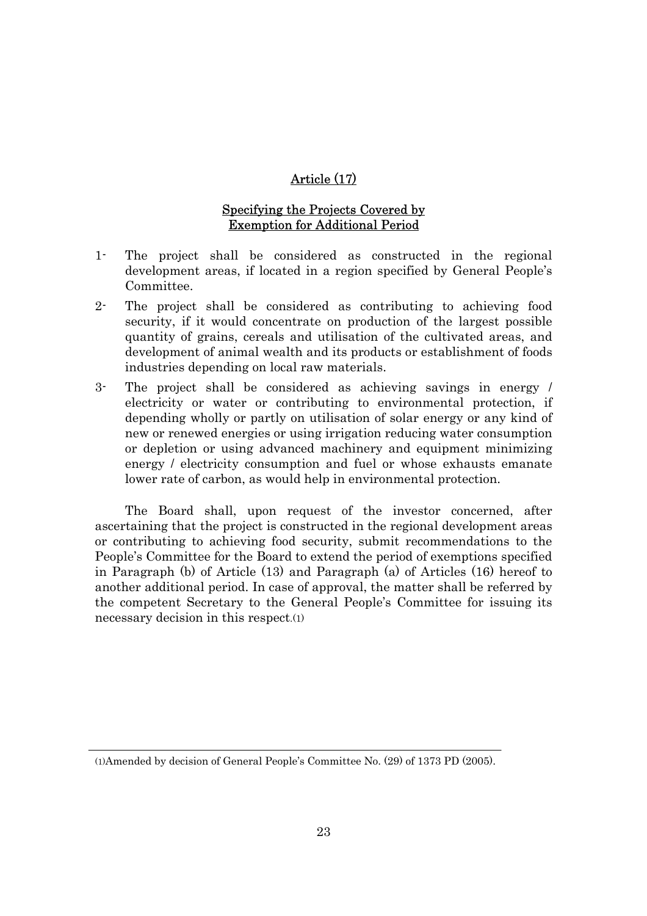## Article (17)

### Specifying the Projects Covered by Exemption for Additional Period

1- The project shall be considered as constructed in the regional development areas, if located in a region specified by General People's Committee.

2- The project shall be considered as contributing to achieving food security, if it would concentrate on production of the largest possible quantity of grains, cereals and utilisation of the cultivated areas, and development of animal wealth and its products or establishment of foods industries depending on local raw materials.

3- The project shall be considered as achieving savings in energy / electricity or water or contributing to environmental protection, if depending wholly or partly on utilisation of solar energy or any kind of new or renewed energies or using irrigation reducing water consumption or depletion or using advanced machinery and equipment minimizing energy / electricity consumption and fuel or whose exhausts emanate lower rate of carbon, as would help in environmental protection.

The Board shall, upon request of the investor concerned, after ascertaining that the project is constructed in the regional development areas or contributing to achieving food security, submit recommendations to the People's Committee for the Board to extend the period of exemptions specified in Paragraph (b) of Article (13) and Paragraph (a) of Articles (16) hereof to another additional period. In case of approval, the matter shall be referred by the competent Secretary to the General People's Committee for issuing its necessary decision in this respect.[1]

---

[1] Amended by decision of General People's Committee No. (29) of 1373 PD (2005).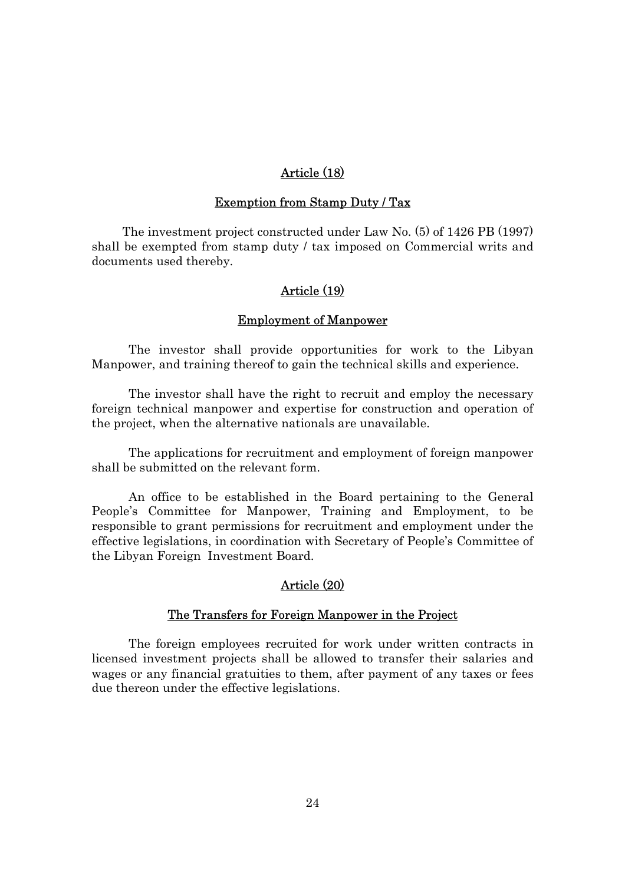## Article (18)

### Exemption from Stamp Duty / Tax

The investment project constructed under Law No. (5) of 1426 PB (1997) shall be exempted from stamp duty / tax imposed on Commercial writs and documents used thereby.

## Article (19)

### Employment of Manpower

The investor shall provide opportunities for work to the Libyan Manpower, and training thereof to gain the technical skills and experience.

The investor shall have the right to recruit and employ the necessary foreign technical manpower and expertise for construction and operation of the project, when the alternative nationals are unavailable.

The applications for recruitment and employment of foreign manpower shall be submitted on the relevant form.

An office to be established in the Board pertaining to the General People's Committee for Manpower, Training and Employment, to be responsible to grant permissions for recruitment and employment under the effective legislations, in coordination with Secretary of People's Committee of the Libyan Foreign Investment Board.

## Article (20)

### The Transfers for Foreign Manpower in the Project

The foreign employees recruited for work under written contracts in licensed investment projects shall be allowed to transfer their salaries and wages or any financial gratuities to them, after payment of any taxes or fees due thereon under the effective legislations.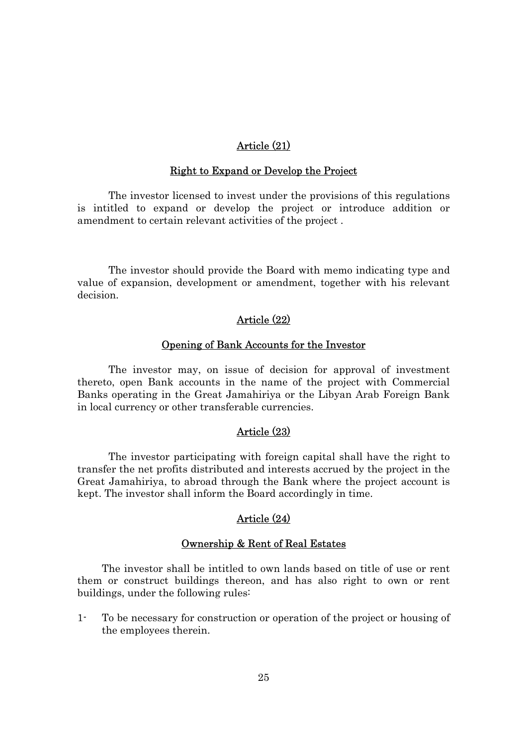## Article (21)

### Right to Expand or Develop the Project

The investor licensed to invest under the provisions of this regulations is intitled to expand or develop the project or introduce addition or amendment to certain relevant activities of the project .

The investor should provide the Board with memo indicating type and value of expansion, development or amendment, together with his relevant decision.

## Article (22)

### Opening of Bank Accounts for the Investor

The investor may, on issue of decision for approval of investment thereto, open Bank accounts in the name of the project with Commercial Banks operating in the Great Jamahiriya or the Libyan Arab Foreign Bank in local currency or other transferable currencies.

## Article (23)

The investor participating with foreign capital shall have the right to transfer the net profits distributed and interests accrued by the project in the Great Jamahiriya, to abroad through the Bank where the project account is kept. The investor shall inform the Board accordingly in time.

## Article (24)

### Ownership & Rent of Real Estates

The investor shall be intitled to own lands based on title of use or rent them or construct buildings thereon, and has also right to own or rent buildings, under the following rules:

1- To be necessary for construction or operation of the project or housing of the employees therein.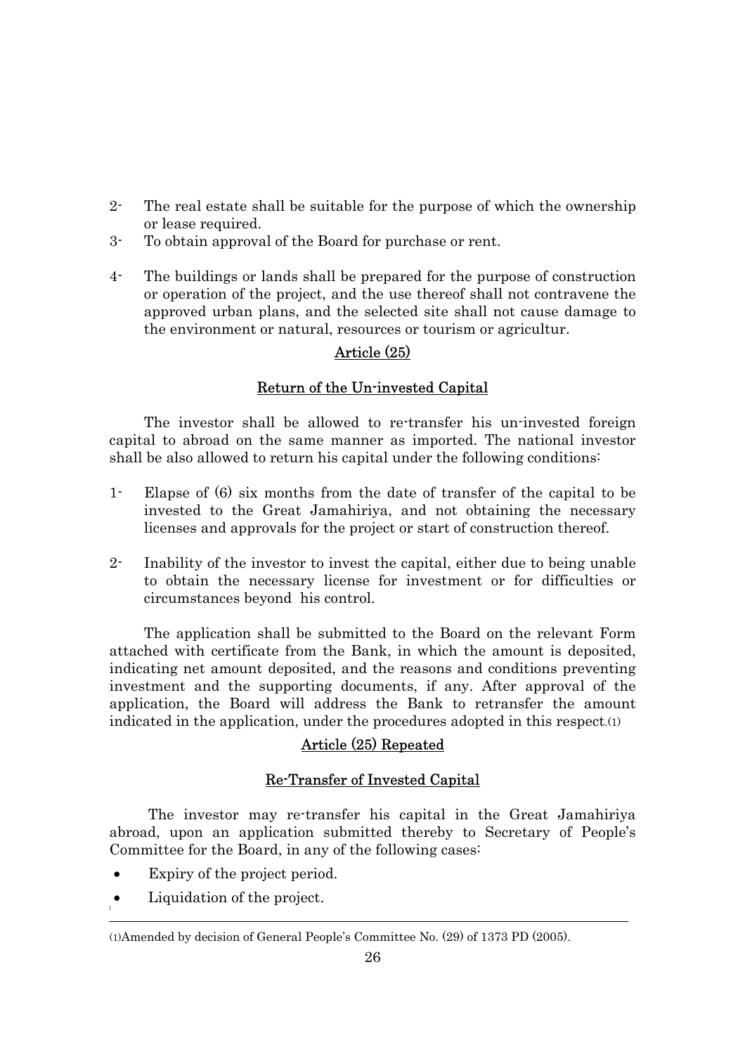2- The real estate shall be suitable for the purpose of which the ownership or lease required.

3- To obtain approval of the Board for purchase or rent.

4- The buildings or lands shall be prepared for the purpose of construction or operation of the project, and the use thereof shall not contravene the approved urban plans, and the selected site shall not cause damage to the environment or natural, resources or tourism or agricultur.

## Article (25)

## Return of the Un-invested Capital

The investor shall be allowed to re-transfer his un-invested foreign capital to abroad on the same manner as imported. The national investor shall be also allowed to return his capital under the following conditions:

1- Elapse of (6) six months from the date of transfer of the capital to be invested to the Great Jamahiriya, and not obtaining the necessary licenses and approvals for the project or start of construction thereof.

2- Inability of the investor to invest the capital, either due to being unable to obtain the necessary license for investment or for difficulties or circumstances beyond his control.

The application shall be submitted to the Board on the relevant Form attached with certificate from the Bank, in which the amount is deposited, indicating net amount deposited, and the reasons and conditions preventing investment and the supporting documents, if any. After approval of the application, the Board will address the Bank to retransfer the amount indicated in the application, under the procedures adopted in this respect.(1)

## Article (25) Repeated

## Re-Transfer of Invested Capital

The investor may re-transfer his capital in the Great Jamahiriya abroad, upon an application submitted thereby to Secretary of People's Committee for the Board, in any of the following cases:

- Expiry of the project period.
- Liquidation of the project.

(1)Amended by decision of General People's Committee No. (29) of 1373 PD (2005).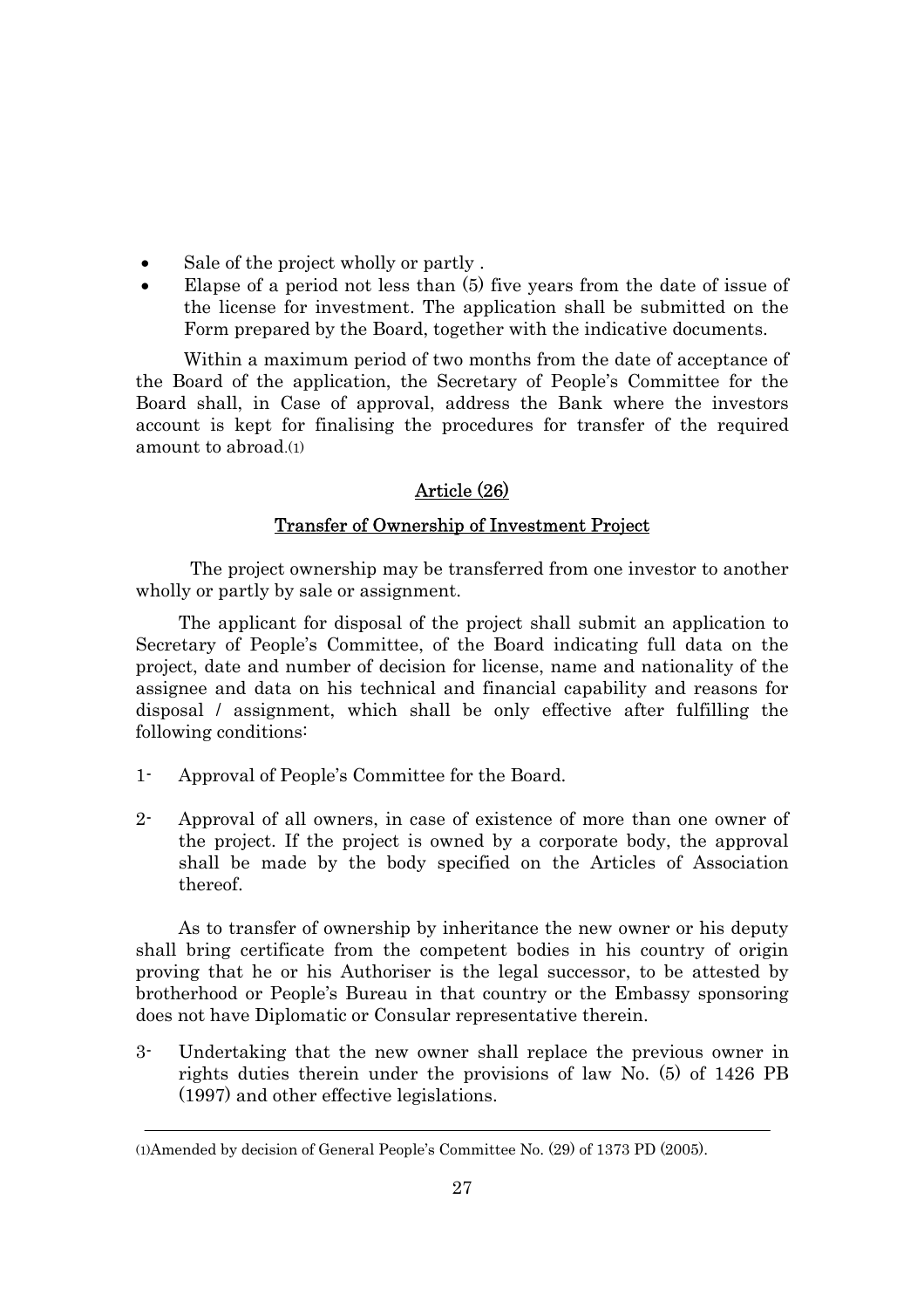- Sale of the project wholly or partly .
- Elapse of a period not less than (5) five years from the date of issue of the license for investment. The application shall be submitted on the Form prepared by the Board, together with the indicative documents.

Within a maximum period of two months from the date of acceptance of the Board of the application, the Secretary of People's Committee for the Board shall, in Case of approval, address the Bank where the investors account is kept for finalising the procedures for transfer of the required amount to abroad.[1]

## Article (26)

## Transfer of Ownership of Investment Project

The project ownership may be transferred from one investor to another wholly or partly by sale or assignment.

The applicant for disposal of the project shall submit an application to Secretary of People's Committee, of the Board indicating full data on the project, date and number of decision for license, name and nationality of the assignee and data on his technical and financial capability and reasons for disposal / assignment, which shall be only effective after fulfilling the following conditions:

1- Approval of People's Committee for the Board.

2- Approval of all owners, in case of existence of more than one owner of the project. If the project is owned by a corporate body, the approval shall be made by the body specified on the Articles of Association thereof.

As to transfer of ownership by inheritance the new owner or his deputy shall bring certificate from the competent bodies in his country of origin proving that he or his Authoriser is the legal successor, to be attested by brotherhood or People's Bureau in that country or the Embassy sponsoring does not have Diplomatic or Consular representative therein.

3- Undertaking that the new owner shall replace the previous owner in rights duties therein under the provisions of law No. (5) of 1426 PB (1997) and other effective legislations.

---

(1)Amended by decision of General People's Committee No. (29) of 1373 PD (2005).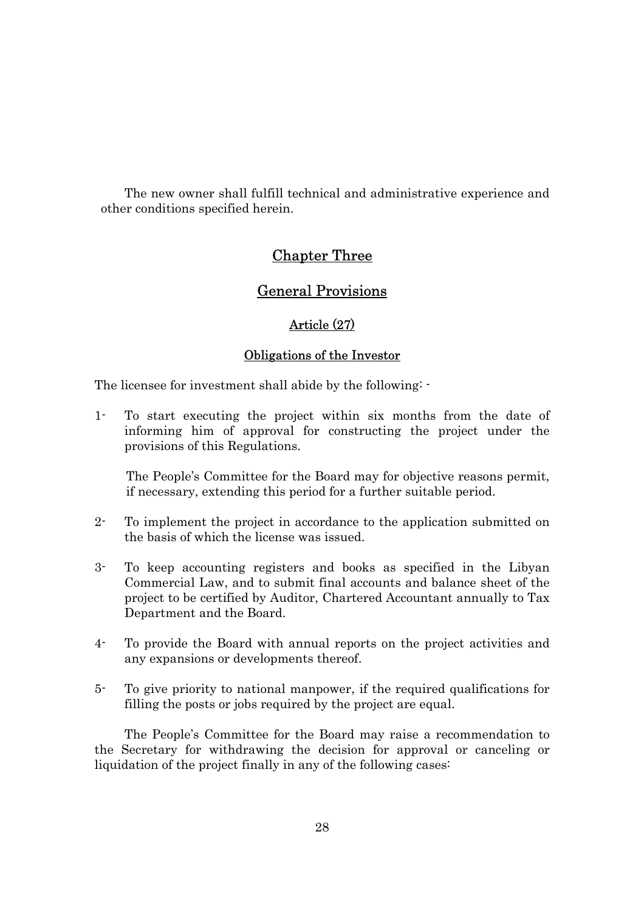The new owner shall fulfill technical and administrative experience and other conditions specified herein.

## Chapter Three

## General Provisions

### Article (27)

### Obligations of the Investor

The licensee for investment shall abide by the following: -

1- To start executing the project within six months from the date of informing him of approval for constructing the project under the provisions of this Regulations.

   The People's Committee for the Board may for objective reasons permit, if necessary, extending this period for a further suitable period.

2- To implement the project in accordance to the application submitted on the basis of which the license was issued.

3- To keep accounting registers and books as specified in the Libyan Commercial Law, and to submit final accounts and balance sheet of the project to be certified by Auditor, Chartered Accountant annually to Tax Department and the Board.

4- To provide the Board with annual reports on the project activities and any expansions or developments thereof.

5- To give priority to national manpower, if the required qualifications for filling the posts or jobs required by the project are equal.

The People's Committee for the Board may raise a recommendation to the Secretary for withdrawing the decision for approval or canceling or liquidation of the project finally in any of the following cases: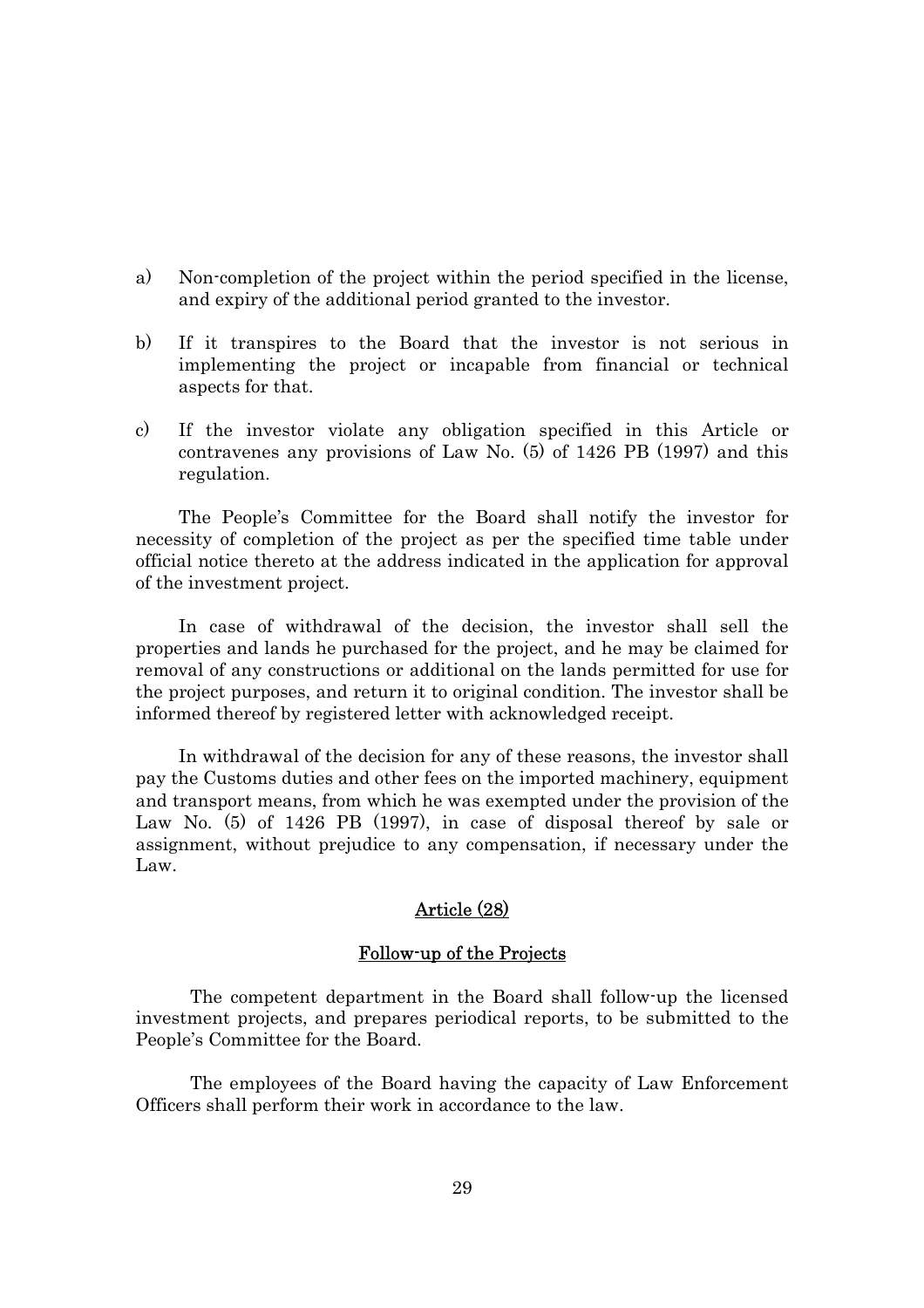a) Non-completion of the project within the period specified in the license, and expiry of the additional period granted to the investor.

b) If it transpires to the Board that the investor is not serious in implementing the project or incapable from financial or technical aspects for that.

c) If the investor violate any obligation specified in this Article or contravenes any provisions of Law No. (5) of 1426 PB (1997) and this regulation.

The People's Committee for the Board shall notify the investor for necessity of completion of the project as per the specified time table under official notice thereto at the address indicated in the application for approval of the investment project.

In case of withdrawal of the decision, the investor shall sell the properties and lands he purchased for the project, and he may be claimed for removal of any constructions or additional on the lands permitted for use for the project purposes, and return it to original condition. The investor shall be informed thereof by registered letter with acknowledged receipt.

In withdrawal of the decision for any of these reasons, the investor shall pay the Customs duties and other fees on the imported machinery, equipment and transport means, from which he was exempted under the provision of the Law No. (5) of 1426 PB (1997), in case of disposal thereof by sale or assignment, without prejudice to any compensation, if necessary under the Law.

## Article (28)

### Follow-up of the Projects

The competent department in the Board shall follow-up the licensed investment projects, and prepares periodical reports, to be submitted to the People's Committee for the Board.

The employees of the Board having the capacity of Law Enforcement Officers shall perform their work in accordance to the law.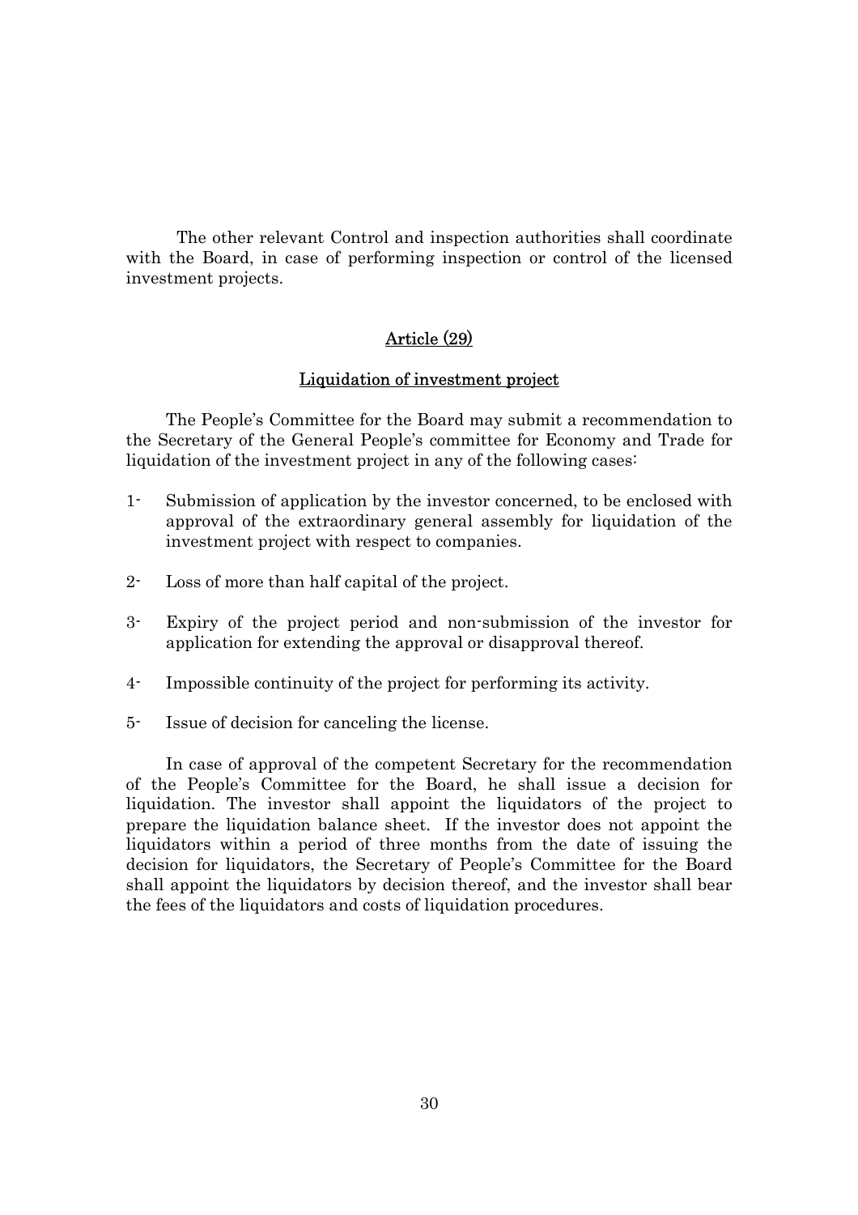The other relevant Control and inspection authorities shall coordinate with the Board, in case of performing inspection or control of the licensed investment projects.

## Article (29)

### Liquidation of investment project

The People's Committee for the Board may submit a recommendation to the Secretary of the General People's committee for Economy and Trade for liquidation of the investment project in any of the following cases:

1- Submission of application by the investor concerned, to be enclosed with approval of the extraordinary general assembly for liquidation of the investment project with respect to companies.

2- Loss of more than half capital of the project.

3- Expiry of the project period and non-submission of the investor for application for extending the approval or disapproval thereof.

4- Impossible continuity of the project for performing its activity.

5- Issue of decision for canceling the license.

In case of approval of the competent Secretary for the recommendation of the People's Committee for the Board, he shall issue a decision for liquidation. The investor shall appoint the liquidators of the project to prepare the liquidation balance sheet. If the investor does not appoint the liquidators within a period of three months from the date of issuing the decision for liquidators, the Secretary of People's Committee for the Board shall appoint the liquidators by decision thereof, and the investor shall bear the fees of the liquidators and costs of liquidation procedures.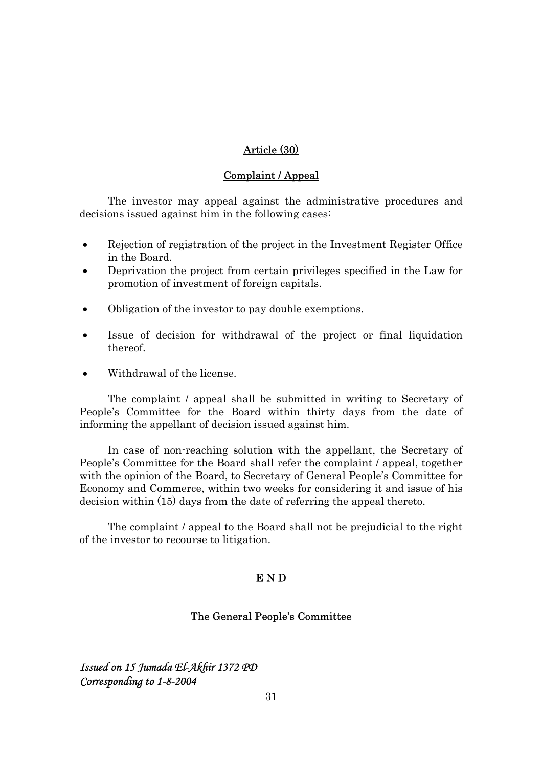## Article (30)

## Complaint / Appeal

The investor may appeal against the administrative procedures and decisions issued against him in the following cases:

- Rejection of registration of the project in the Investment Register Office in the Board.
- Deprivation the project from certain privileges specified in the Law for promotion of investment of foreign capitals.
- Obligation of the investor to pay double exemptions.
- Issue of decision for withdrawal of the project or final liquidation thereof.
- Withdrawal of the license.

The complaint / appeal shall be submitted in writing to Secretary of People's Committee for the Board within thirty days from the date of informing the appellant of decision issued against him.

In case of non-reaching solution with the appellant, the Secretary of People's Committee for the Board shall refer the complaint / appeal, together with the opinion of the Board, to Secretary of General People's Committee for Economy and Commerce, within two weeks for considering it and issue of his decision within (15) days from the date of referring the appeal thereto.

The complaint / appeal to the Board shall not be prejudicial to the right of the investor to recourse to litigation.

**E N D**

**The General People's Committee**

*Issued on 15 Jumada El-Akhir 1372 PD*
*Corresponding to 1-8-2004*